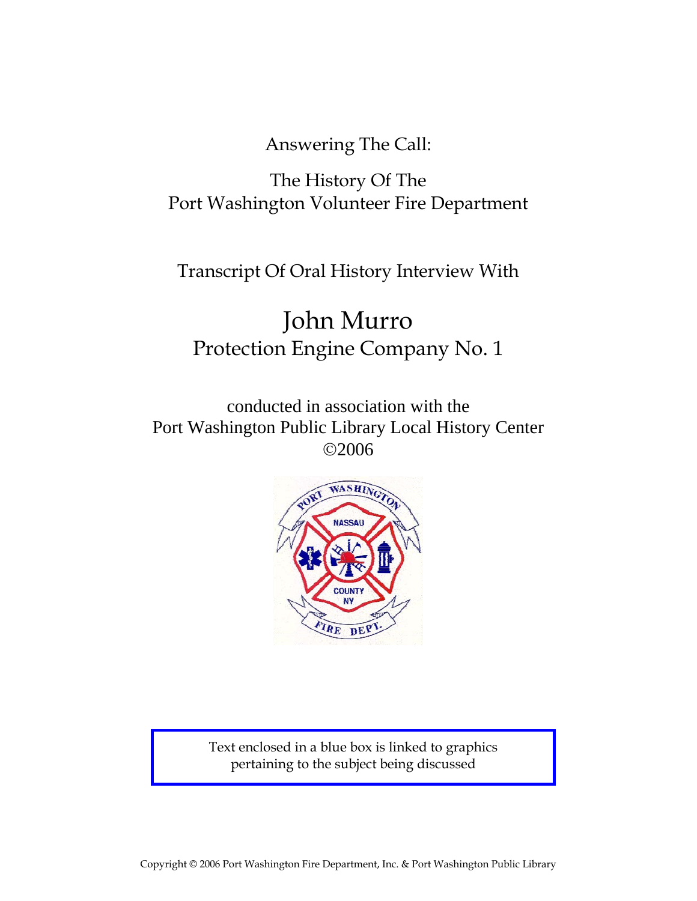Answering The Call:

The History Of The
Port Washington Volunteer Fire Department

Transcript Of Oral History Interview With

# John Murro

## Protection Engine Company No. 1

conducted in association with the
Port Washington Public Library Local History Center
©2006

Text enclosed in a blue box is linked to graphics pertaining to the subject being discussed

Copyright © 2006 Port Washington Fire Department, Inc. & Port Washington Public Library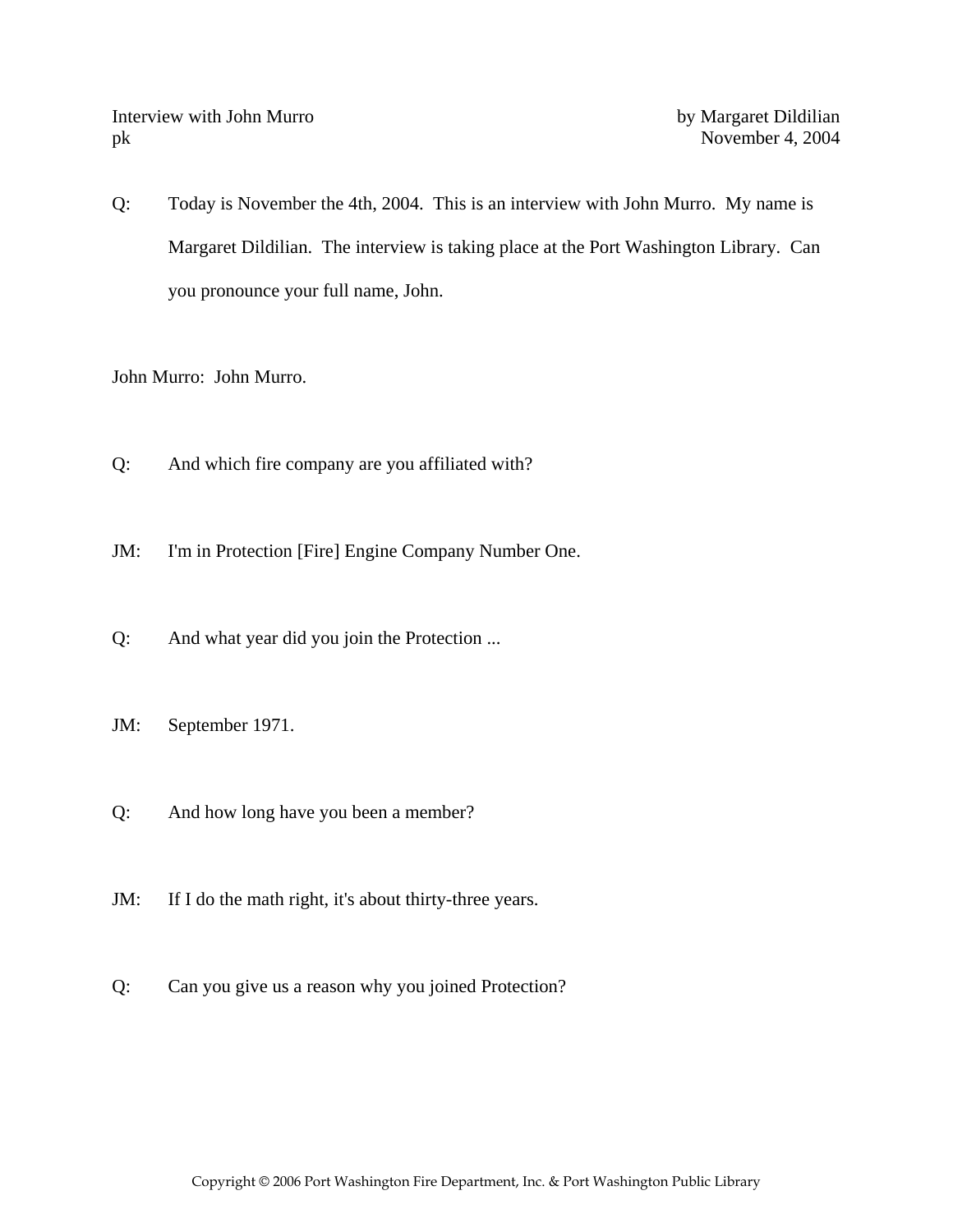Q: Today is November the 4th, 2004. This is an interview with John Murro. My name is Margaret Dildilian. The interview is taking place at the Port Washington Library. Can you pronounce your full name, John.

John Murro: John Murro.

Q: And which fire company are you affiliated with?

JM: I'm in Protection [Fire] Engine Company Number One.

Q: And what year did you join the Protection ...

JM: September 1971.

Q: And how long have you been a member?

JM: If I do the math right, it's about thirty-three years.

Q: Can you give us a reason why you joined Protection?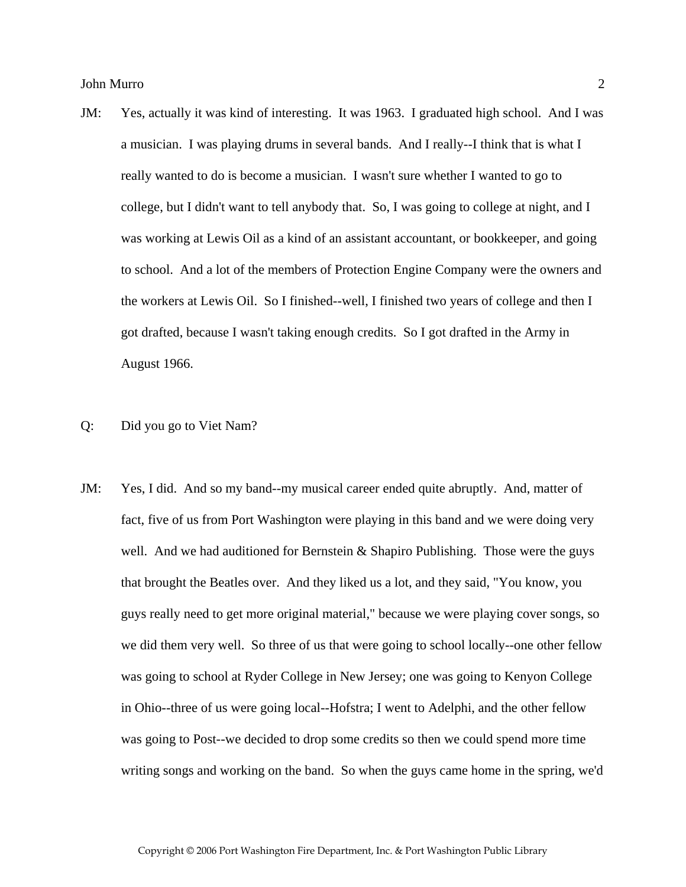JM: Yes, actually it was kind of interesting. It was 1963. I graduated high school. And I was a musician. I was playing drums in several bands. And I really--I think that is what I really wanted to do is become a musician. I wasn't sure whether I wanted to go to college, but I didn't want to tell anybody that. So, I was going to college at night, and I was working at Lewis Oil as a kind of an assistant accountant, or bookkeeper, and going to school. And a lot of the members of Protection Engine Company were the owners and the workers at Lewis Oil. So I finished--well, I finished two years of college and then I got drafted, because I wasn't taking enough credits. So I got drafted in the Army in August 1966.

Q: Did you go to Viet Nam?

JM: Yes, I did. And so my band--my musical career ended quite abruptly. And, matter of fact, five of us from Port Washington were playing in this band and we were doing very well. And we had auditioned for Bernstein & Shapiro Publishing. Those were the guys that brought the Beatles over. And they liked us a lot, and they said, "You know, you guys really need to get more original material," because we were playing cover songs, so we did them very well. So three of us that were going to school locally--one other fellow was going to school at Ryder College in New Jersey; one was going to Kenyon College in Ohio--three of us were going local--Hofstra; I went to Adelphi, and the other fellow was going to Post--we decided to drop some credits so then we could spend more time writing songs and working on the band. So when the guys came home in the spring, we'd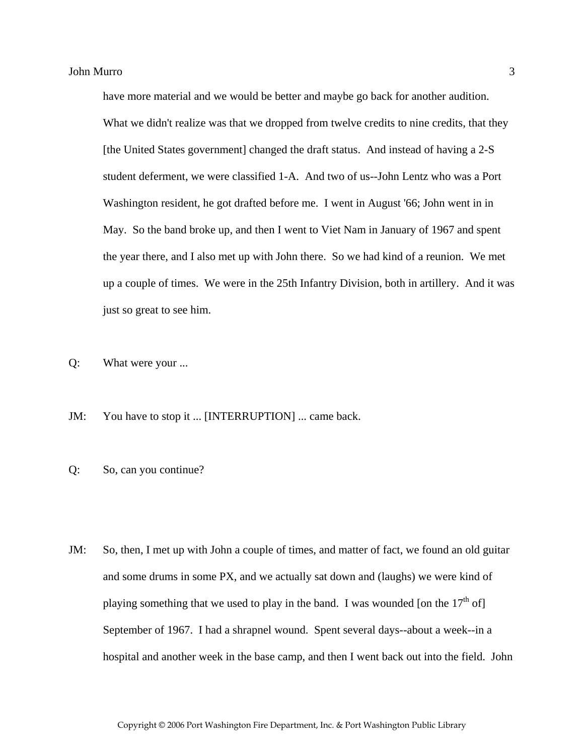have more material and we would be better and maybe go back for another audition. What we didn't realize was that we dropped from twelve credits to nine credits, that they [the United States government] changed the draft status. And instead of having a 2-S student deferment, we were classified 1-A. And two of us--John Lentz who was a Port Washington resident, he got drafted before me. I went in August '66; John went in in May. So the band broke up, and then I went to Viet Nam in January of 1967 and spent the year there, and I also met up with John there. So we had kind of a reunion. We met up a couple of times. We were in the 25th Infantry Division, both in artillery. And it was just so great to see him.

Q: What were your ...

JM: You have to stop it ... [INTERRUPTION] ... came back.

Q: So, can you continue?

JM: So, then, I met up with John a couple of times, and matter of fact, we found an old guitar and some drums in some PX, and we actually sat down and (laughs) we were kind of playing something that we used to play in the band. I was wounded [on the 17th of] September of 1967. I had a shrapnel wound. Spent several days--about a week--in a hospital and another week in the base camp, and then I went back out into the field. John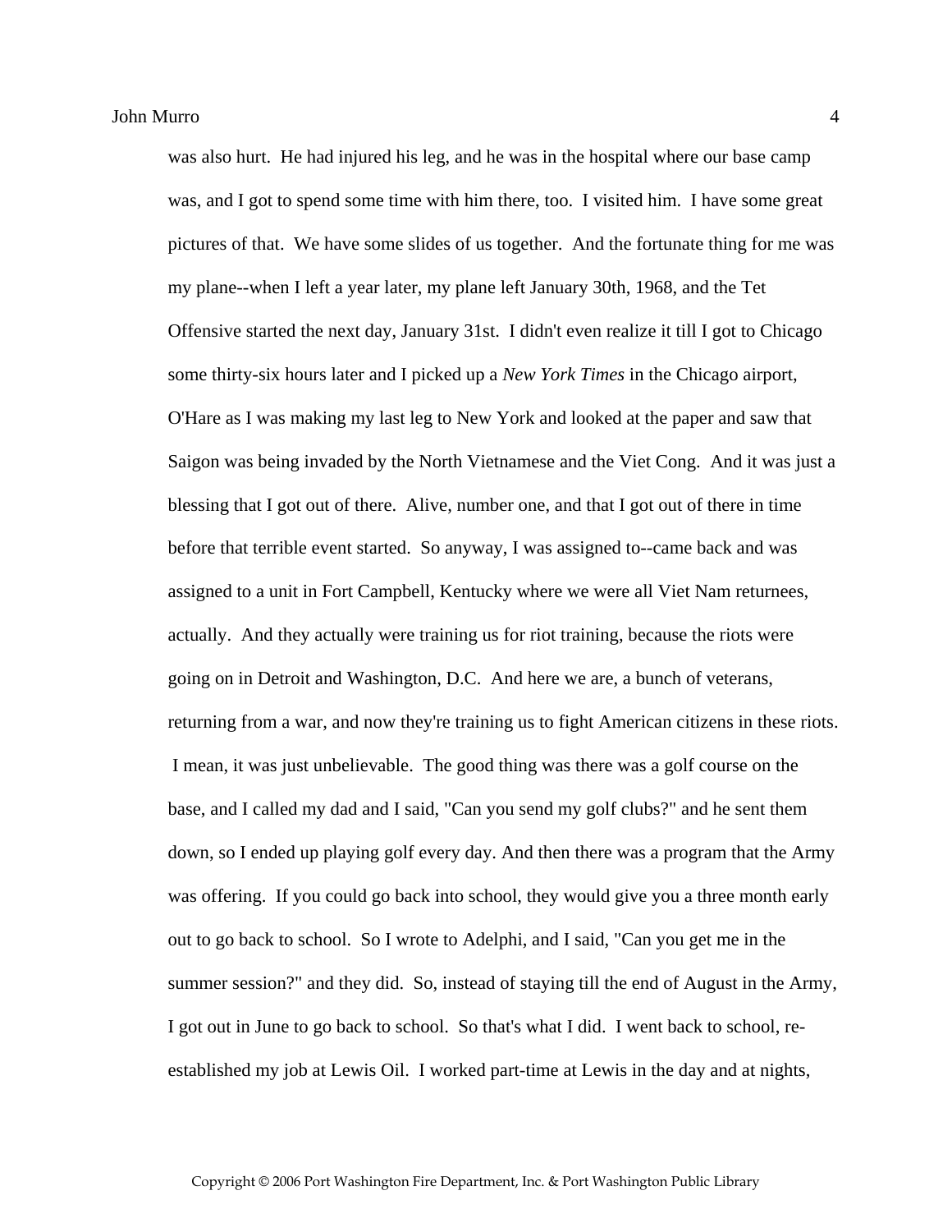was also hurt. He had injured his leg, and he was in the hospital where our base camp was, and I got to spend some time with him there, too. I visited him. I have some great pictures of that. We have some slides of us together. And the fortunate thing for me was my plane--when I left a year later, my plane left January 30th, 1968, and the Tet Offensive started the next day, January 31st. I didn't even realize it till I got to Chicago some thirty-six hours later and I picked up a *New York Times* in the Chicago airport, O'Hare as I was making my last leg to New York and looked at the paper and saw that Saigon was being invaded by the North Vietnamese and the Viet Cong. And it was just a blessing that I got out of there. Alive, number one, and that I got out of there in time before that terrible event started. So anyway, I was assigned to--came back and was assigned to a unit in Fort Campbell, Kentucky where we were all Viet Nam returnees, actually. And they actually were training us for riot training, because the riots were going on in Detroit and Washington, D.C. And here we are, a bunch of veterans, returning from a war, and now they're training us to fight American citizens in these riots. I mean, it was just unbelievable. The good thing was there was a golf course on the base, and I called my dad and I said, "Can you send my golf clubs?" and he sent them down, so I ended up playing golf every day. And then there was a program that the Army was offering. If you could go back into school, they would give you a three month early out to go back to school. So I wrote to Adelphi, and I said, "Can you get me in the summer session?" and they did. So, instead of staying till the end of August in the Army, I got out in June to go back to school. So that's what I did. I went back to school, re-established my job at Lewis Oil. I worked part-time at Lewis in the day and at nights,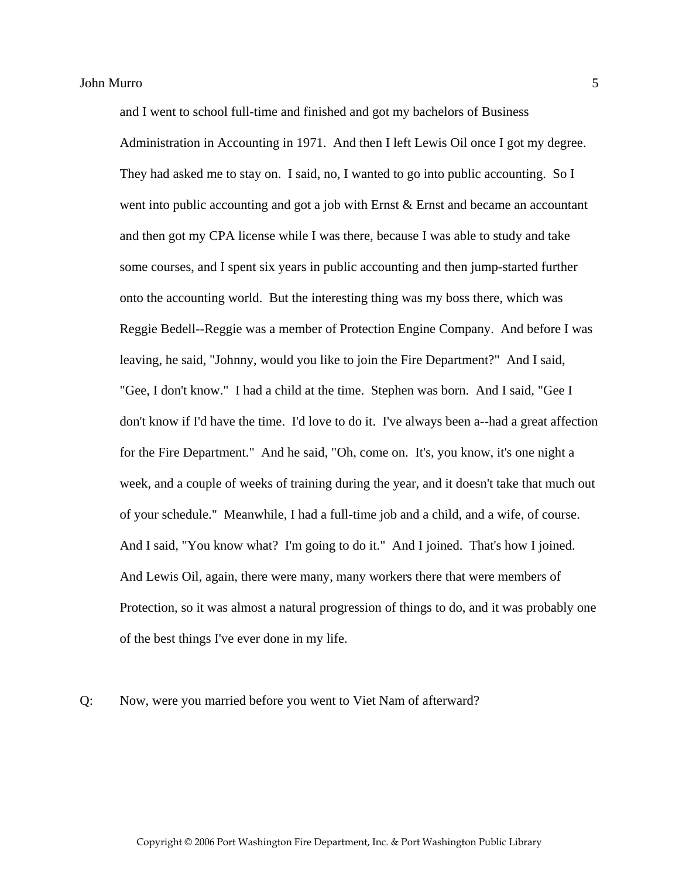and I went to school full-time and finished and got my bachelors of Business Administration in Accounting in 1971. And then I left Lewis Oil once I got my degree. They had asked me to stay on. I said, no, I wanted to go into public accounting. So I went into public accounting and got a job with Ernst & Ernst and became an accountant and then got my CPA license while I was there, because I was able to study and take some courses, and I spent six years in public accounting and then jump-started further onto the accounting world. But the interesting thing was my boss there, which was Reggie Bedell--Reggie was a member of Protection Engine Company. And before I was leaving, he said, "Johnny, would you like to join the Fire Department?" And I said, "Gee, I don't know." I had a child at the time. Stephen was born. And I said, "Gee I don't know if I'd have the time. I'd love to do it. I've always been a--had a great affection for the Fire Department." And he said, "Oh, come on. It's, you know, it's one night a week, and a couple of weeks of training during the year, and it doesn't take that much out of your schedule." Meanwhile, I had a full-time job and a child, and a wife, of course. And I said, "You know what? I'm going to do it." And I joined. That's how I joined. And Lewis Oil, again, there were many, many workers there that were members of Protection, so it was almost a natural progression of things to do, and it was probably one of the best things I've ever done in my life.

Q: Now, were you married before you went to Viet Nam of afterward?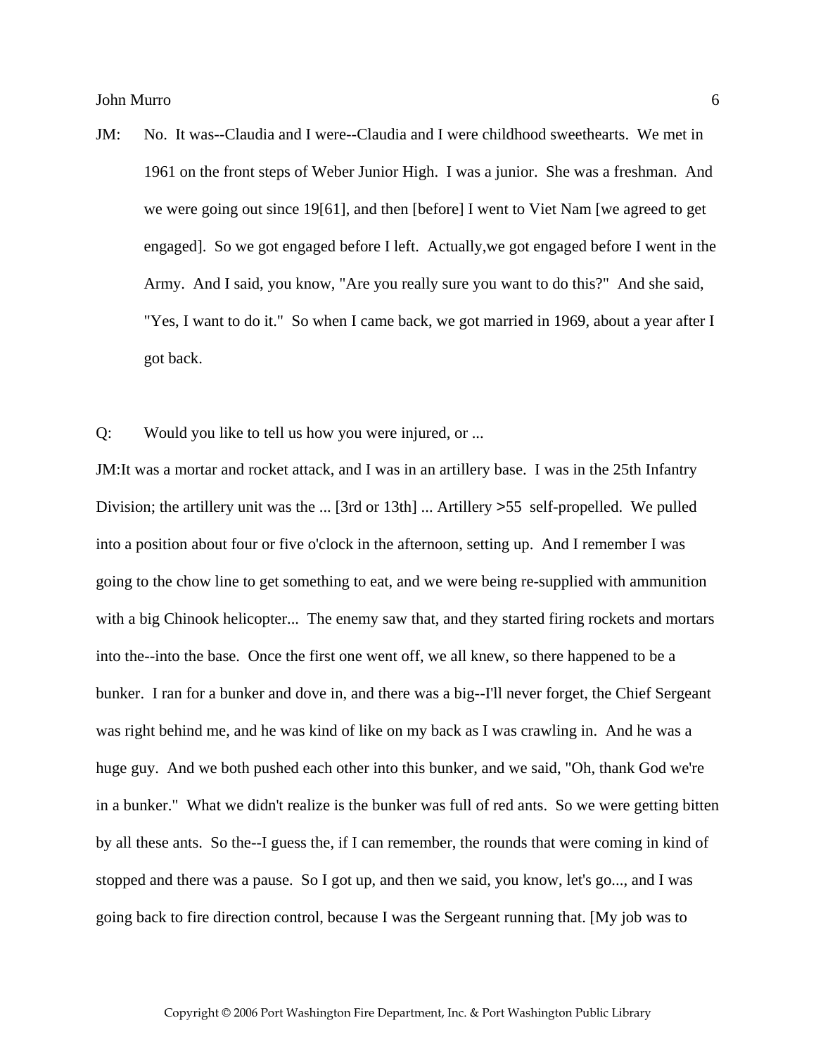JM: No. It was--Claudia and I were--Claudia and I were childhood sweethearts. We met in 1961 on the front steps of Weber Junior High. I was a junior. She was a freshman. And we were going out since 19[61], and then [before] I went to Viet Nam [we agreed to get engaged]. So we got engaged before I left. Actually,we got engaged before I went in the Army. And I said, you know, "Are you really sure you want to do this?" And she said, "Yes, I want to do it." So when I came back, we got married in 1969, about a year after I got back.

Q: Would you like to tell us how you were injured, or ...

JM:It was a mortar and rocket attack, and I was in an artillery base. I was in the 25th Infantry Division; the artillery unit was the ... [3rd or 13th] ... Artillery >55 self-propelled. We pulled into a position about four or five o'clock in the afternoon, setting up. And I remember I was going to the chow line to get something to eat, and we were being re-supplied with ammunition with a big Chinook helicopter... The enemy saw that, and they started firing rockets and mortars into the--into the base. Once the first one went off, we all knew, so there happened to be a bunker. I ran for a bunker and dove in, and there was a big--I'll never forget, the Chief Sergeant was right behind me, and he was kind of like on my back as I was crawling in. And he was a huge guy. And we both pushed each other into this bunker, and we said, "Oh, thank God we're in a bunker." What we didn't realize is the bunker was full of red ants. So we were getting bitten by all these ants. So the--I guess the, if I can remember, the rounds that were coming in kind of stopped and there was a pause. So I got up, and then we said, you know, let's go..., and I was going back to fire direction control, because I was the Sergeant running that. [My job was to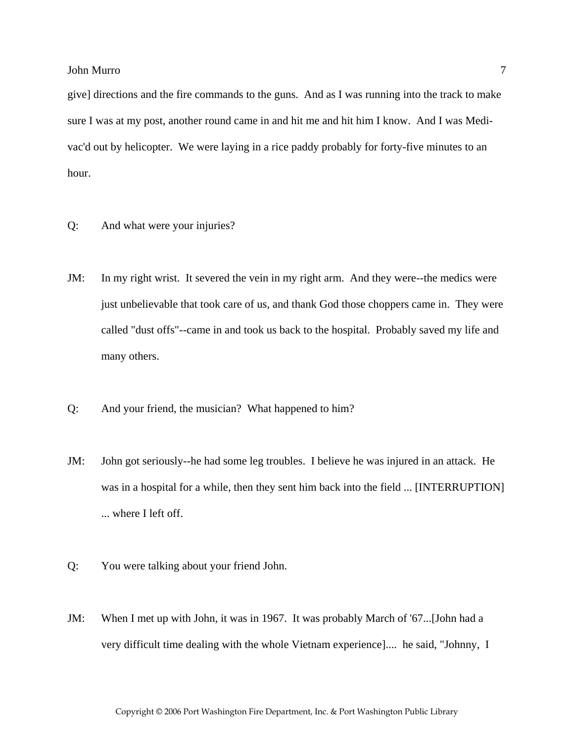give] directions and the fire commands to the guns. And as I was running into the track to make sure I was at my post, another round came in and hit me and hit him I know. And I was Medi-vac'd out by helicopter. We were laying in a rice paddy probably for forty-five minutes to an hour.

Q: And what were your injuries?

JM: In my right wrist. It severed the vein in my right arm. And they were--the medics were just unbelievable that took care of us, and thank God those choppers came in. They were called "dust offs"--came in and took us back to the hospital. Probably saved my life and many others.

Q: And your friend, the musician? What happened to him?

JM: John got seriously--he had some leg troubles. I believe he was injured in an attack. He was in a hospital for a while, then they sent him back into the field ... [INTERRUPTION] ... where I left off.

Q: You were talking about your friend John.

JM: When I met up with John, it was in 1967. It was probably March of '67...[John had a very difficult time dealing with the whole Vietnam experience].... he said, "Johnny, I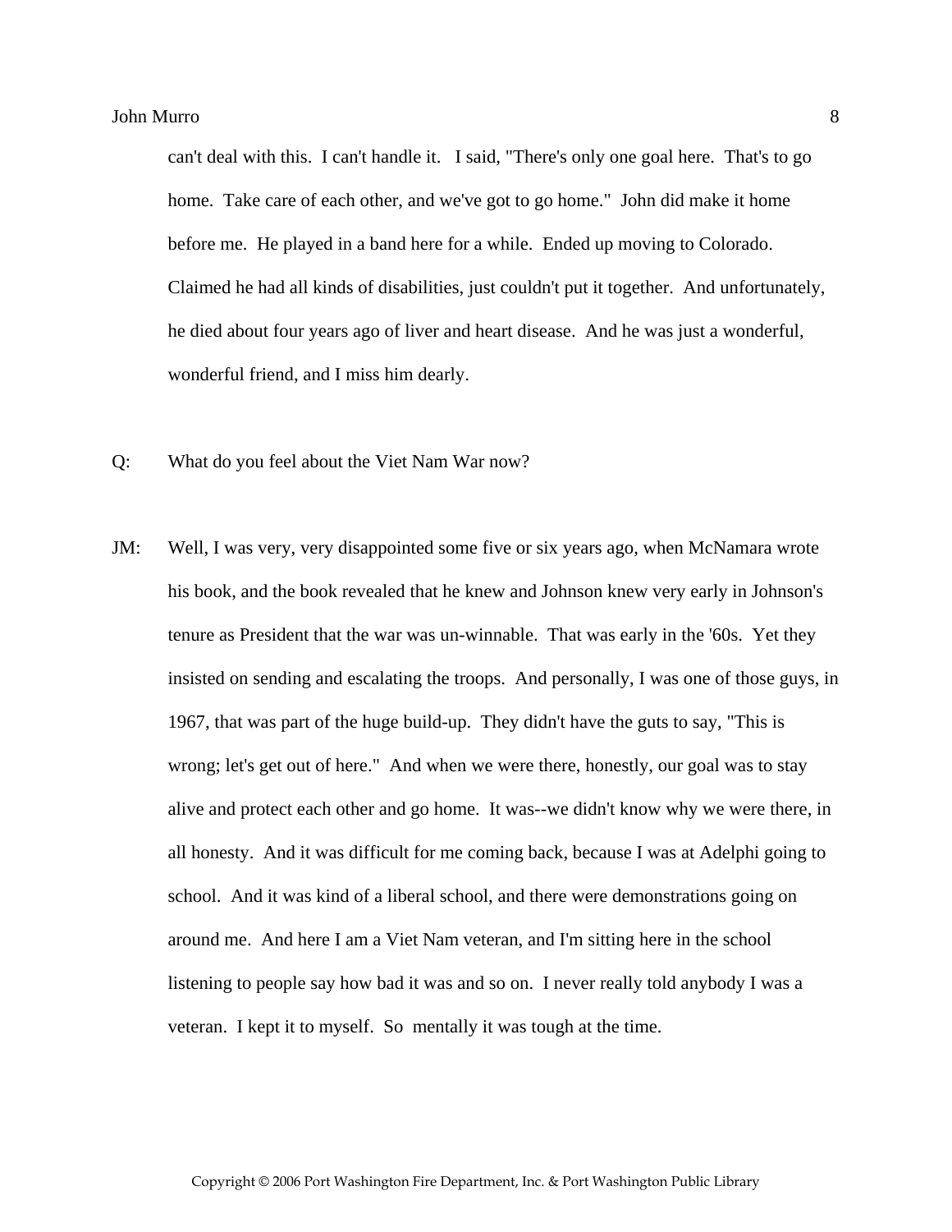can't deal with this. I can't handle it. I said, "There's only one goal here. That's to go home. Take care of each other, and we've got to go home." John did make it home before me. He played in a band here for a while. Ended up moving to Colorado. Claimed he had all kinds of disabilities, just couldn't put it together. And unfortunately, he died about four years ago of liver and heart disease. And he was just a wonderful, wonderful friend, and I miss him dearly.

Q: What do you feel about the Viet Nam War now?

JM: Well, I was very, very disappointed some five or six years ago, when McNamara wrote his book, and the book revealed that he knew and Johnson knew very early in Johnson's tenure as President that the war was un-winnable. That was early in the '60s. Yet they insisted on sending and escalating the troops. And personally, I was one of those guys, in 1967, that was part of the huge build-up. They didn't have the guts to say, "This is wrong; let's get out of here." And when we were there, honestly, our goal was to stay alive and protect each other and go home. It was--we didn't know why we were there, in all honesty. And it was difficult for me coming back, because I was at Adelphi going to school. And it was kind of a liberal school, and there were demonstrations going on around me. And here I am a Viet Nam veteran, and I'm sitting here in the school listening to people say how bad it was and so on. I never really told anybody I was a veteran. I kept it to myself. So mentally it was tough at the time.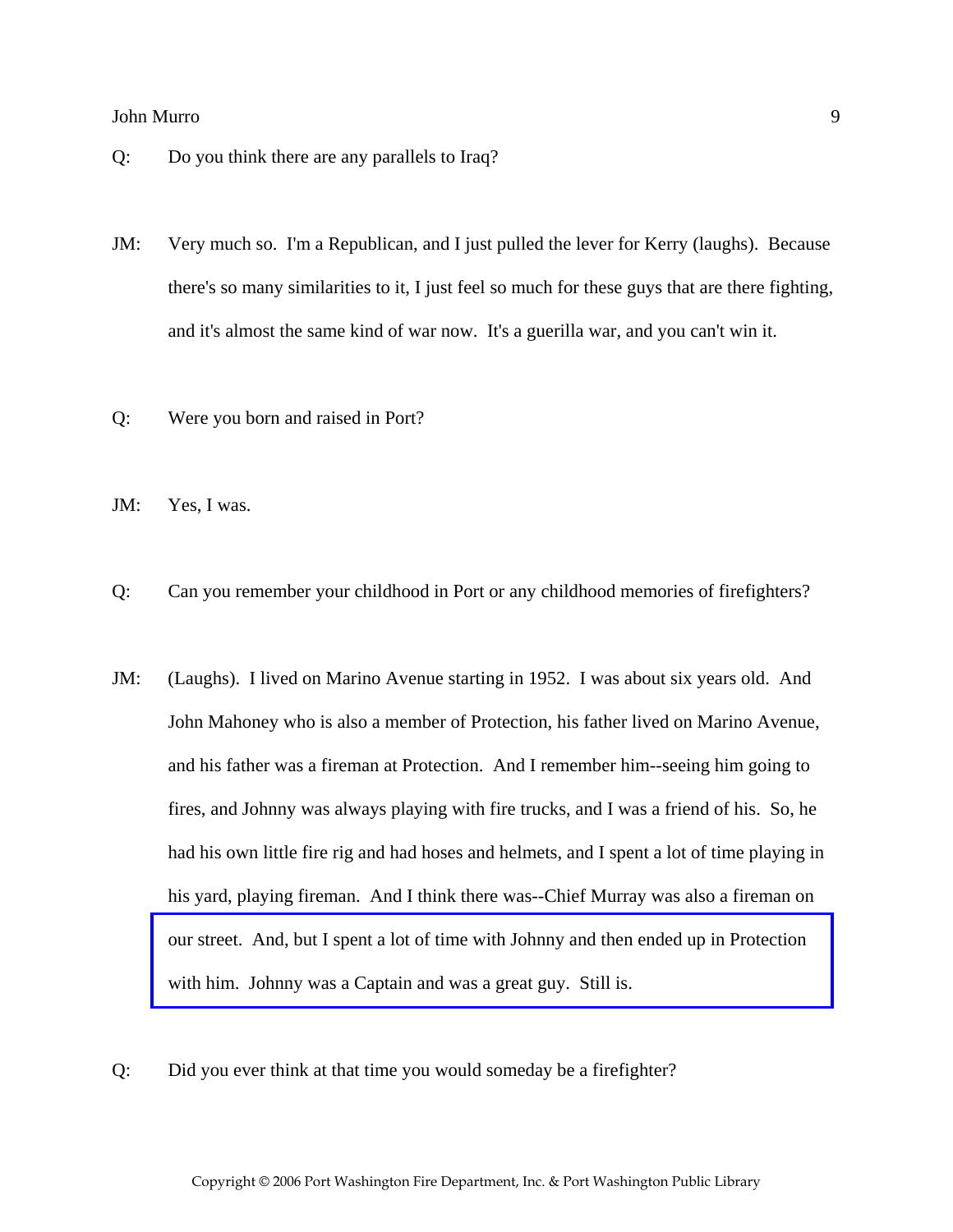Q: Do you think there are any parallels to Iraq?

JM: Very much so. I'm a Republican, and I just pulled the lever for Kerry (laughs). Because there's so many similarities to it, I just feel so much for these guys that are there fighting, and it's almost the same kind of war now. It's a guerilla war, and you can't win it.

Q: Were you born and raised in Port?

JM: Yes, I was.

Q: Can you remember your childhood in Port or any childhood memories of firefighters?

JM: (Laughs). I lived on Marino Avenue starting in 1952. I was about six years old. And John Mahoney who is also a member of Protection, his father lived on Marino Avenue, and his father was a fireman at Protection. And I remember him--seeing him going to fires, and Johnny was always playing with fire trucks, and I was a friend of his. So, he had his own little fire rig and had hoses and helmets, and I spent a lot of time playing in his yard, playing fireman. And I think there was--Chief Murray was also a fireman on our street. And, but I spent a lot of time with Johnny and then ended up in Protection with him. Johnny was a Captain and was a great guy. Still is.

Q: Did you ever think at that time you would someday be a firefighter?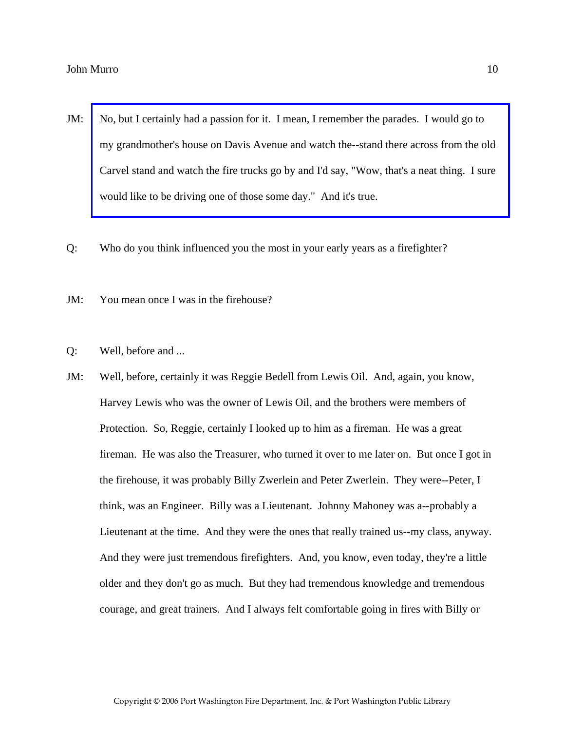JM: No, but I certainly had a passion for it. I mean, I remember the parades. I would go to my grandmother's house on Davis Avenue and watch the--stand there across from the old Carvel stand and watch the fire trucks go by and I'd say, "Wow, that's a neat thing. I sure would like to be driving one of those some day." And it's true.

Q: Who do you think influenced you the most in your early years as a firefighter?

JM: You mean once I was in the firehouse?

Q: Well, before and ...

JM: Well, before, certainly it was Reggie Bedell from Lewis Oil. And, again, you know, Harvey Lewis who was the owner of Lewis Oil, and the brothers were members of Protection. So, Reggie, certainly I looked up to him as a fireman. He was a great fireman. He was also the Treasurer, who turned it over to me later on. But once I got in the firehouse, it was probably Billy Zwerlein and Peter Zwerlein. They were--Peter, I think, was an Engineer. Billy was a Lieutenant. Johnny Mahoney was a--probably a Lieutenant at the time. And they were the ones that really trained us--my class, anyway. And they were just tremendous firefighters. And, you know, even today, they're a little older and they don't go as much. But they had tremendous knowledge and tremendous courage, and great trainers. And I always felt comfortable going in fires with Billy or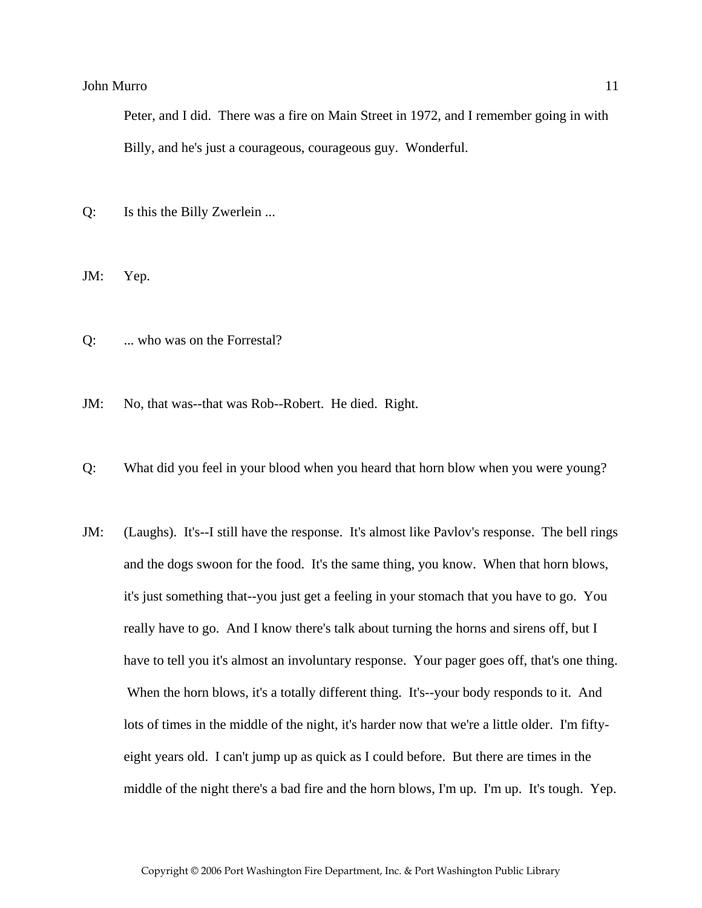Peter, and I did. There was a fire on Main Street in 1972, and I remember going in with Billy, and he's just a courageous, courageous guy. Wonderful.

Q: Is this the Billy Zwerlein ...

JM: Yep.

Q: ... who was on the Forrestal?

JM: No, that was--that was Rob--Robert. He died. Right.

Q: What did you feel in your blood when you heard that horn blow when you were young?

JM: (Laughs). It's--I still have the response. It's almost like Pavlov's response. The bell rings and the dogs swoon for the food. It's the same thing, you know. When that horn blows, it's just something that--you just get a feeling in your stomach that you have to go. You really have to go. And I know there's talk about turning the horns and sirens off, but I have to tell you it's almost an involuntary response. Your pager goes off, that's one thing. When the horn blows, it's a totally different thing. It's--your body responds to it. And lots of times in the middle of the night, it's harder now that we're a little older. I'm fifty-eight years old. I can't jump up as quick as I could before. But there are times in the middle of the night there's a bad fire and the horn blows, I'm up. I'm up. It's tough. Yep.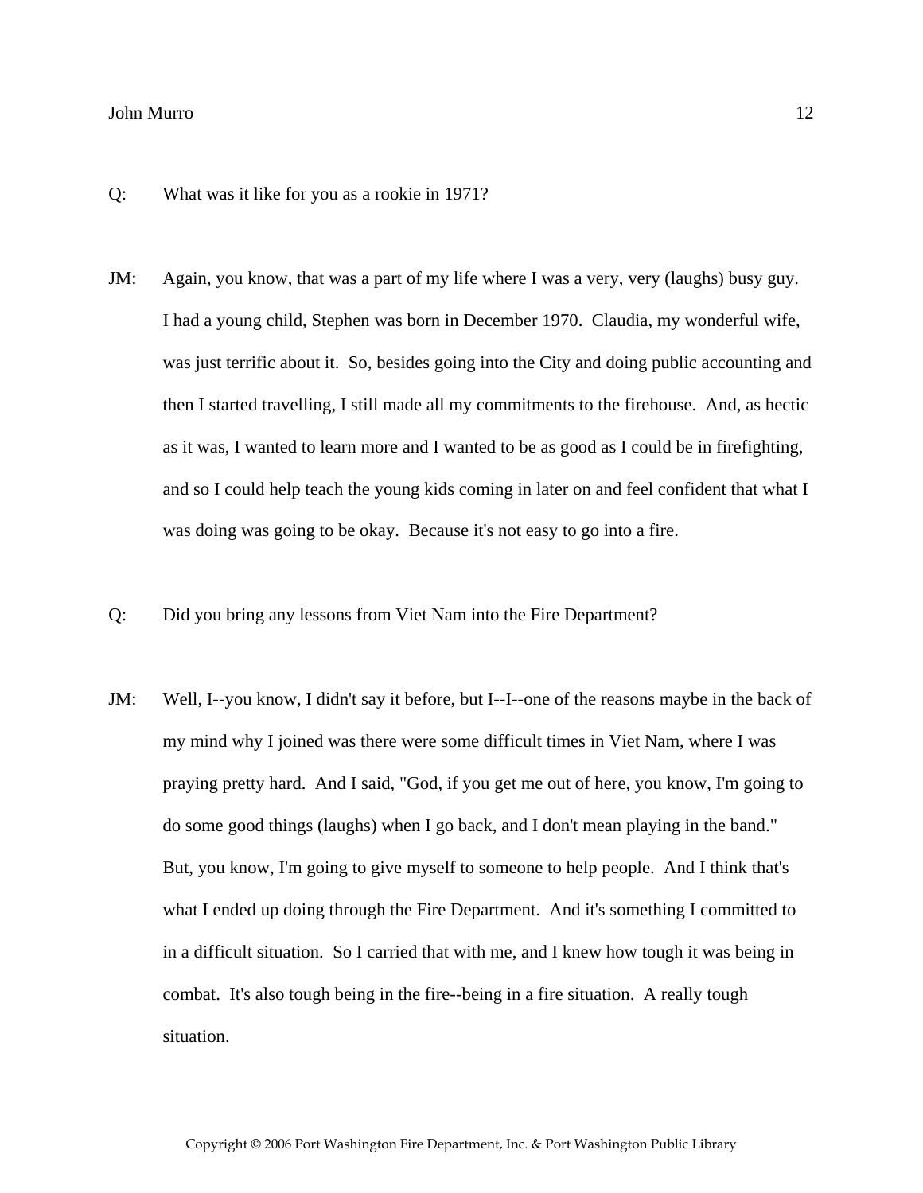Q: What was it like for you as a rookie in 1971?

JM: Again, you know, that was a part of my life where I was a very, very (laughs) busy guy. I had a young child, Stephen was born in December 1970. Claudia, my wonderful wife, was just terrific about it. So, besides going into the City and doing public accounting and then I started travelling, I still made all my commitments to the firehouse. And, as hectic as it was, I wanted to learn more and I wanted to be as good as I could be in firefighting, and so I could help teach the young kids coming in later on and feel confident that what I was doing was going to be okay. Because it's not easy to go into a fire.

Q: Did you bring any lessons from Viet Nam into the Fire Department?

JM: Well, I--you know, I didn't say it before, but I--I--one of the reasons maybe in the back of my mind why I joined was there were some difficult times in Viet Nam, where I was praying pretty hard. And I said, "God, if you get me out of here, you know, I'm going to do some good things (laughs) when I go back, and I don't mean playing in the band." But, you know, I'm going to give myself to someone to help people. And I think that's what I ended up doing through the Fire Department. And it's something I committed to in a difficult situation. So I carried that with me, and I knew how tough it was being in combat. It's also tough being in the fire--being in a fire situation. A really tough situation.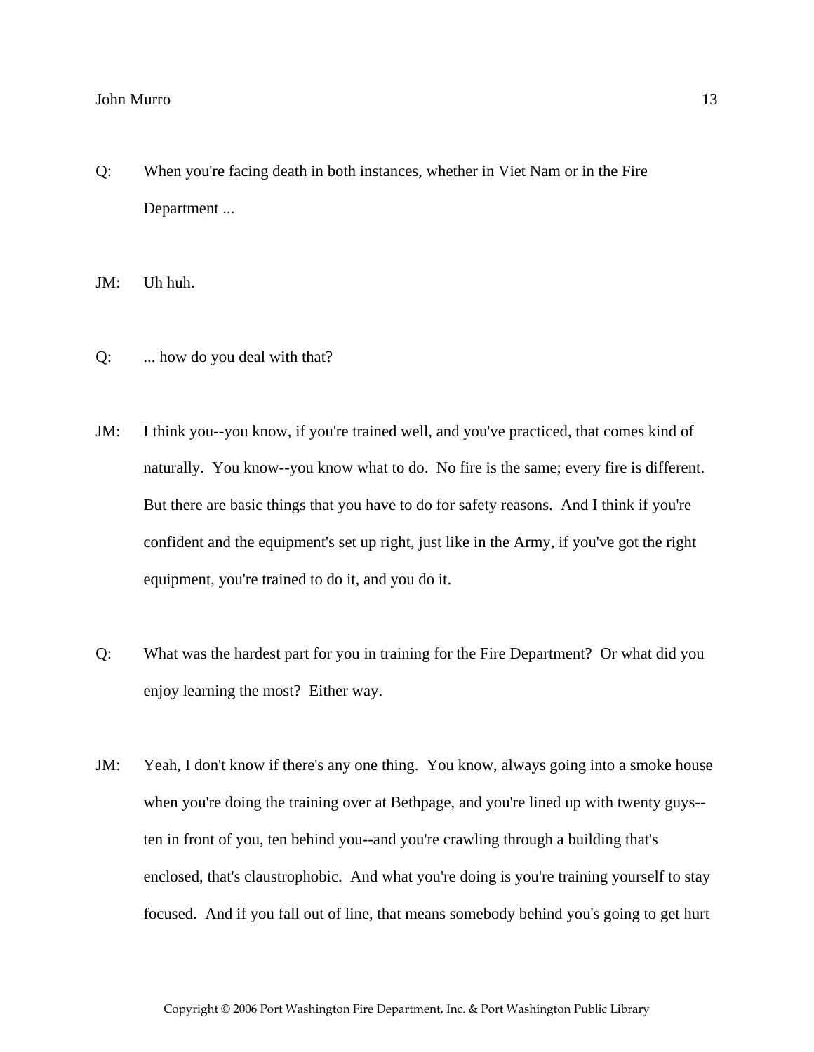Q: When you're facing death in both instances, whether in Viet Nam or in the Fire Department ...

JM: Uh huh.

Q: ... how do you deal with that?

JM: I think you--you know, if you're trained well, and you've practiced, that comes kind of naturally. You know--you know what to do. No fire is the same; every fire is different. But there are basic things that you have to do for safety reasons. And I think if you're confident and the equipment's set up right, just like in the Army, if you've got the right equipment, you're trained to do it, and you do it.

Q: What was the hardest part for you in training for the Fire Department? Or what did you enjoy learning the most? Either way.

JM: Yeah, I don't know if there's any one thing. You know, always going into a smoke house when you're doing the training over at Bethpage, and you're lined up with twenty guys--ten in front of you, ten behind you--and you're crawling through a building that's enclosed, that's claustrophobic. And what you're doing is you're training yourself to stay focused. And if you fall out of line, that means somebody behind you's going to get hurt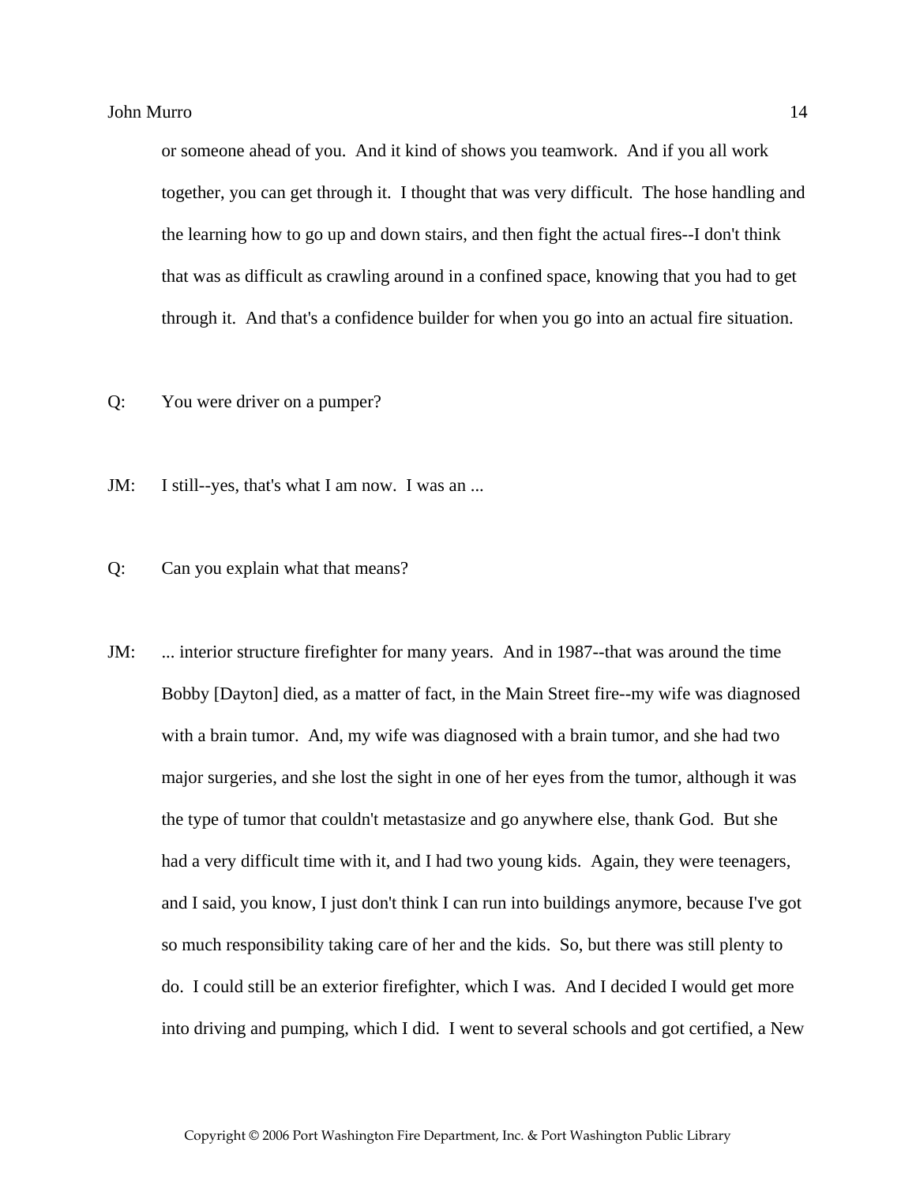or someone ahead of you. And it kind of shows you teamwork. And if you all work together, you can get through it. I thought that was very difficult. The hose handling and the learning how to go up and down stairs, and then fight the actual fires--I don't think that was as difficult as crawling around in a confined space, knowing that you had to get through it. And that's a confidence builder for when you go into an actual fire situation.

Q: You were driver on a pumper?

JM: I still--yes, that's what I am now. I was an ...

Q: Can you explain what that means?

JM: ... interior structure firefighter for many years. And in 1987--that was around the time Bobby [Dayton] died, as a matter of fact, in the Main Street fire--my wife was diagnosed with a brain tumor. And, my wife was diagnosed with a brain tumor, and she had two major surgeries, and she lost the sight in one of her eyes from the tumor, although it was the type of tumor that couldn't metastasize and go anywhere else, thank God. But she had a very difficult time with it, and I had two young kids. Again, they were teenagers, and I said, you know, I just don't think I can run into buildings anymore, because I've got so much responsibility taking care of her and the kids. So, but there was still plenty to do. I could still be an exterior firefighter, which I was. And I decided I would get more into driving and pumping, which I did. I went to several schools and got certified, a New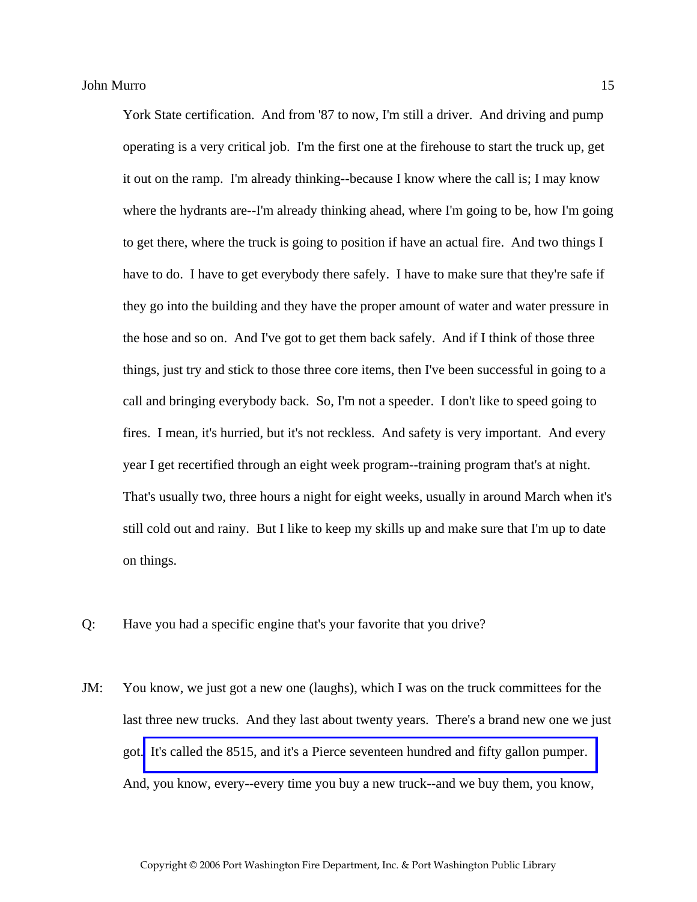York State certification. And from '87 to now, I'm still a driver. And driving and pump operating is a very critical job. I'm the first one at the firehouse to start the truck up, get it out on the ramp. I'm already thinking--because I know where the call is; I may know where the hydrants are--I'm already thinking ahead, where I'm going to be, how I'm going to get there, where the truck is going to position if have an actual fire. And two things I have to do. I have to get everybody there safely. I have to make sure that they're safe if they go into the building and they have the proper amount of water and water pressure in the hose and so on. And I've got to get them back safely. And if I think of those three things, just try and stick to those three core items, then I've been successful in going to a call and bringing everybody back. So, I'm not a speeder. I don't like to speed going to fires. I mean, it's hurried, but it's not reckless. And safety is very important. And every year I get recertified through an eight week program--training program that's at night. That's usually two, three hours a night for eight weeks, usually in around March when it's still cold out and rainy. But I like to keep my skills up and make sure that I'm up to date on things.

Q: Have you had a specific engine that's your favorite that you drive?

JM: You know, we just got a new one (laughs), which I was on the truck committees for the last three new trucks. And they last about twenty years. There's a brand new one we just got. It's called the 8515, and it's a Pierce seventeen hundred and fifty gallon pumper. And, you know, every--every time you buy a new truck--and we buy them, you know,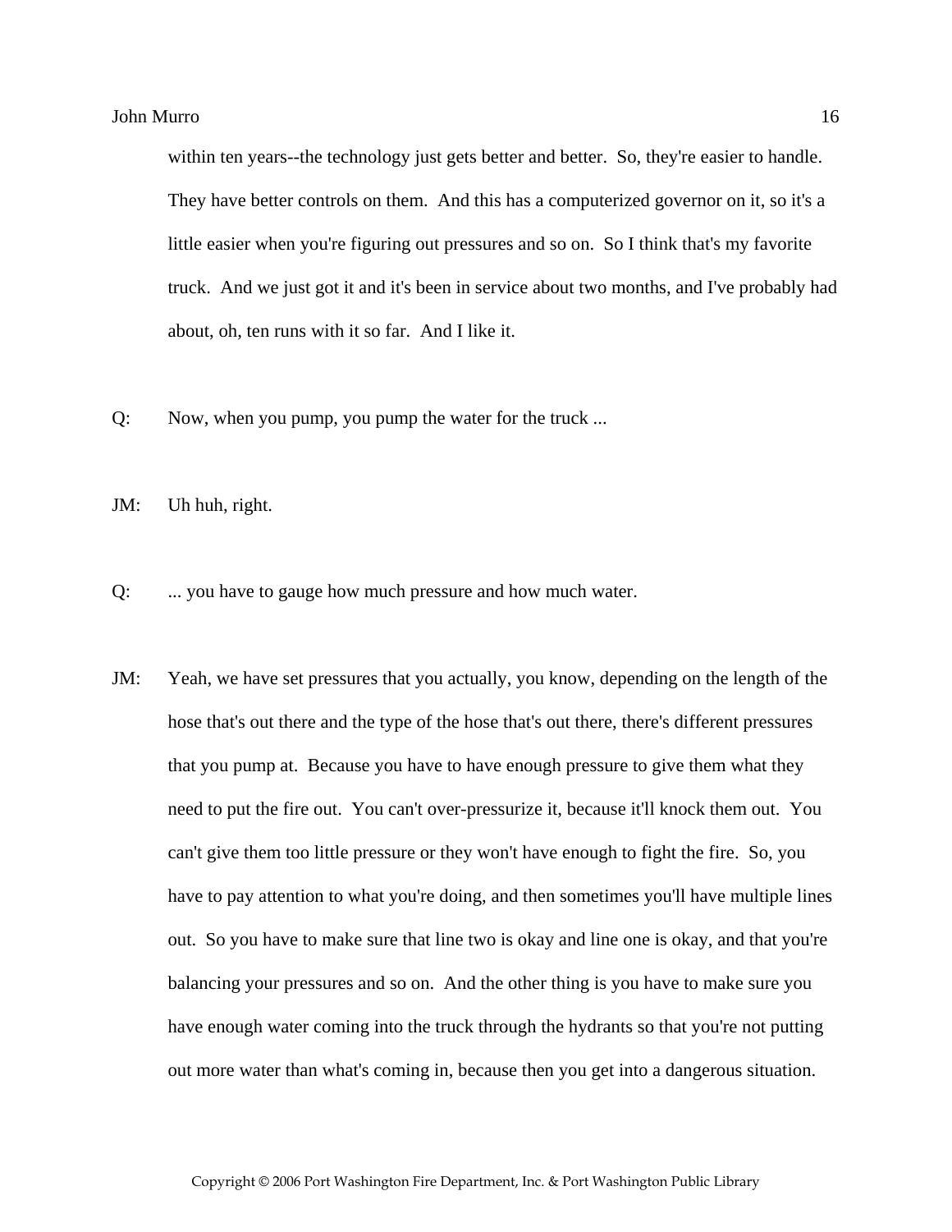within ten years--the technology just gets better and better. So, they're easier to handle. They have better controls on them. And this has a computerized governor on it, so it's a little easier when you're figuring out pressures and so on. So I think that's my favorite truck. And we just got it and it's been in service about two months, and I've probably had about, oh, ten runs with it so far. And I like it.

Q: Now, when you pump, you pump the water for the truck ...

JM: Uh huh, right.

Q: ... you have to gauge how much pressure and how much water.

JM: Yeah, we have set pressures that you actually, you know, depending on the length of the hose that's out there and the type of the hose that's out there, there's different pressures that you pump at. Because you have to have enough pressure to give them what they need to put the fire out. You can't over-pressurize it, because it'll knock them out. You can't give them too little pressure or they won't have enough to fight the fire. So, you have to pay attention to what you're doing, and then sometimes you'll have multiple lines out. So you have to make sure that line two is okay and line one is okay, and that you're balancing your pressures and so on. And the other thing is you have to make sure you have enough water coming into the truck through the hydrants so that you're not putting out more water than what's coming in, because then you get into a dangerous situation.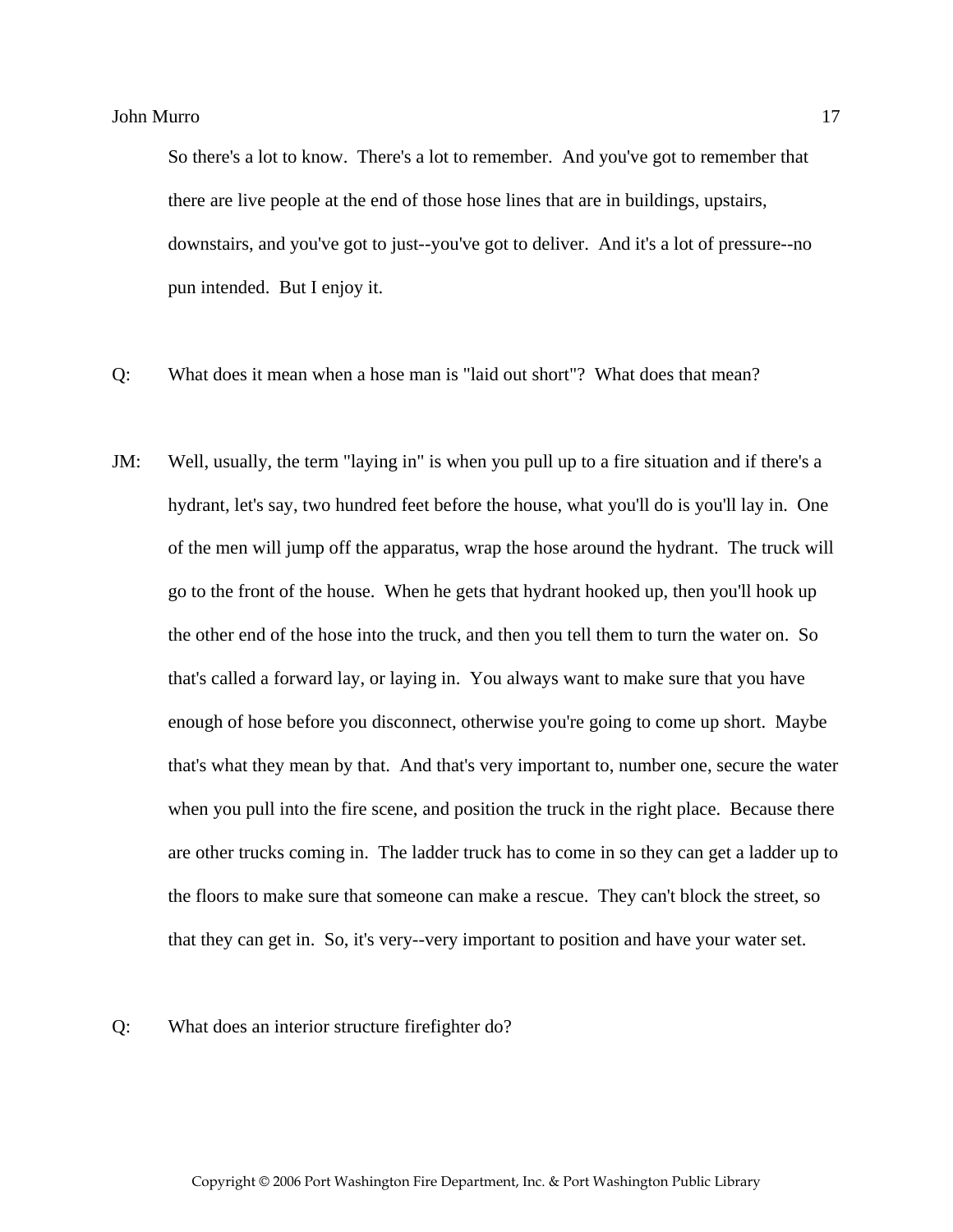So there's a lot to know. There's a lot to remember. And you've got to remember that there are live people at the end of those hose lines that are in buildings, upstairs, downstairs, and you've got to just--you've got to deliver. And it's a lot of pressure--no pun intended. But I enjoy it.

Q: What does it mean when a hose man is "laid out short"? What does that mean?

JM: Well, usually, the term "laying in" is when you pull up to a fire situation and if there's a hydrant, let's say, two hundred feet before the house, what you'll do is you'll lay in. One of the men will jump off the apparatus, wrap the hose around the hydrant. The truck will go to the front of the house. When he gets that hydrant hooked up, then you'll hook up the other end of the hose into the truck, and then you tell them to turn the water on. So that's called a forward lay, or laying in. You always want to make sure that you have enough of hose before you disconnect, otherwise you're going to come up short. Maybe that's what they mean by that. And that's very important to, number one, secure the water when you pull into the fire scene, and position the truck in the right place. Because there are other trucks coming in. The ladder truck has to come in so they can get a ladder up to the floors to make sure that someone can make a rescue. They can't block the street, so that they can get in. So, it's very--very important to position and have your water set.

Q: What does an interior structure firefighter do?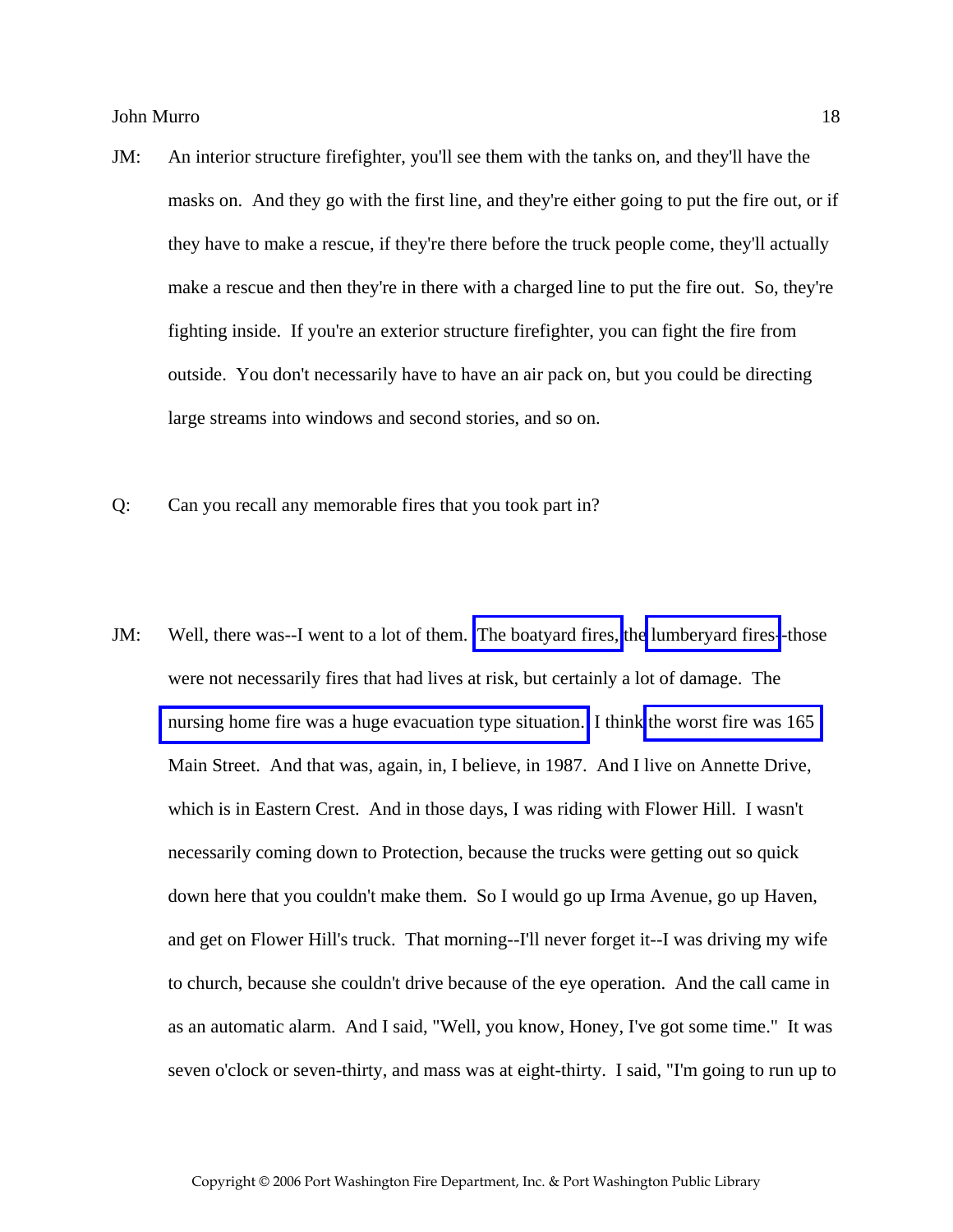JM: An interior structure firefighter, you'll see them with the tanks on, and they'll have the masks on. And they go with the first line, and they're either going to put the fire out, or if they have to make a rescue, if they're there before the truck people come, they'll actually make a rescue and then they're in there with a charged line to put the fire out. So, they're fighting inside. If you're an exterior structure firefighter, you can fight the fire from outside. You don't necessarily have to have an air pack on, but you could be directing large streams into windows and second stories, and so on.

Q: Can you recall any memorable fires that you took part in?

JM: Well, there was--I went to a lot of them. The boatyard fires, the lumberyard fires--those were not necessarily fires that had lives at risk, but certainly a lot of damage. The nursing home fire was a huge evacuation type situation. I think the worst fire was 165 Main Street. And that was, again, in, I believe, in 1987. And I live on Annette Drive, which is in Eastern Crest. And in those days, I was riding with Flower Hill. I wasn't necessarily coming down to Protection, because the trucks were getting out so quick down here that you couldn't make them. So I would go up Irma Avenue, go up Haven, and get on Flower Hill's truck. That morning--I'll never forget it--I was driving my wife to church, because she couldn't drive because of the eye operation. And the call came in as an automatic alarm. And I said, "Well, you know, Honey, I've got some time." It was seven o'clock or seven-thirty, and mass was at eight-thirty. I said, "I'm going to run up to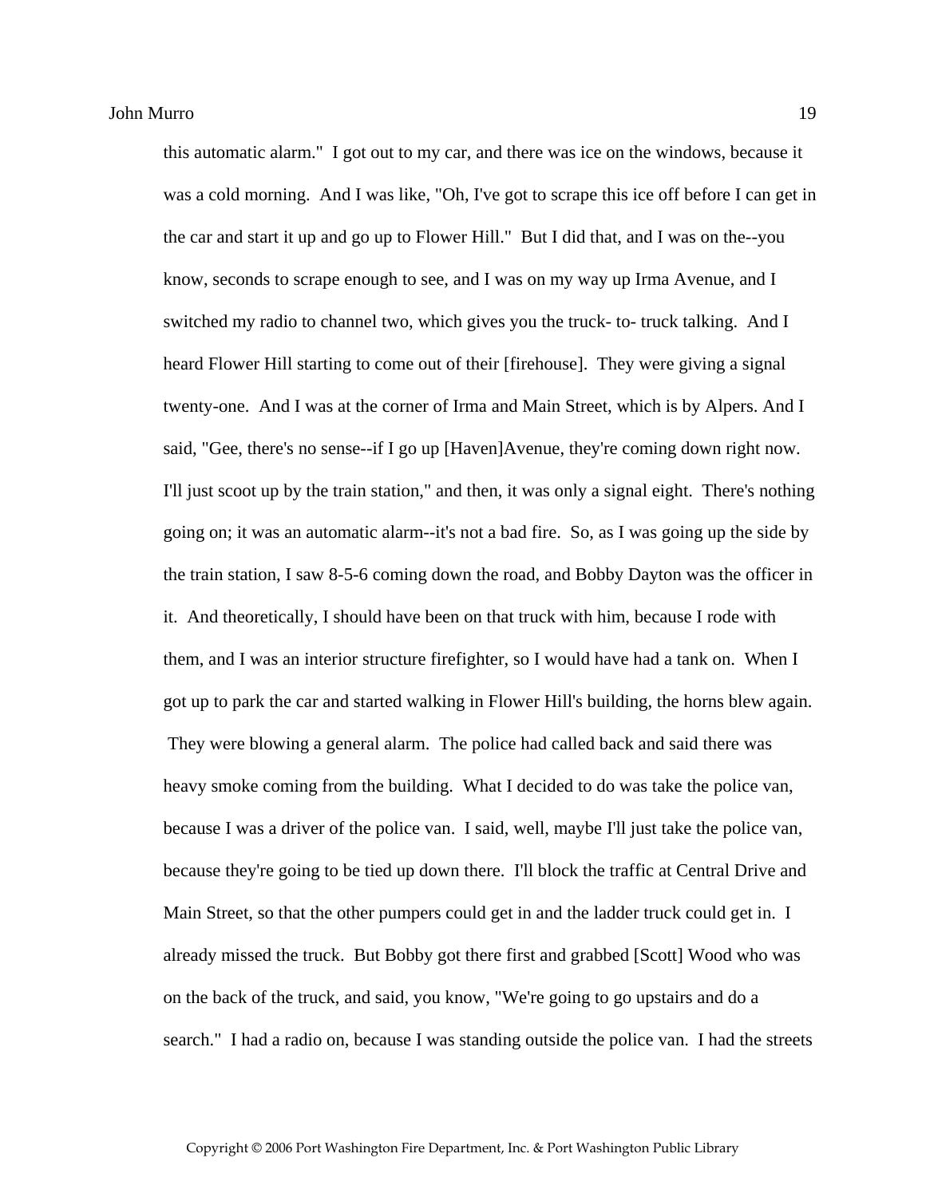this automatic alarm." I got out to my car, and there was ice on the windows, because it was a cold morning. And I was like, "Oh, I've got to scrape this ice off before I can get in the car and start it up and go up to Flower Hill." But I did that, and I was on the--you know, seconds to scrape enough to see, and I was on my way up Irma Avenue, and I switched my radio to channel two, which gives you the truck- to- truck talking. And I heard Flower Hill starting to come out of their [firehouse]. They were giving a signal twenty-one. And I was at the corner of Irma and Main Street, which is by Alpers. And I said, "Gee, there's no sense--if I go up [Haven]Avenue, they're coming down right now. I'll just scoot up by the train station," and then, it was only a signal eight. There's nothing going on; it was an automatic alarm--it's not a bad fire. So, as I was going up the side by the train station, I saw 8-5-6 coming down the road, and Bobby Dayton was the officer in it. And theoretically, I should have been on that truck with him, because I rode with them, and I was an interior structure firefighter, so I would have had a tank on. When I got up to park the car and started walking in Flower Hill's building, the horns blew again. They were blowing a general alarm. The police had called back and said there was heavy smoke coming from the building. What I decided to do was take the police van, because I was a driver of the police van. I said, well, maybe I'll just take the police van, because they're going to be tied up down there. I'll block the traffic at Central Drive and Main Street, so that the other pumpers could get in and the ladder truck could get in. I already missed the truck. But Bobby got there first and grabbed [Scott] Wood who was on the back of the truck, and said, you know, "We're going to go upstairs and do a search." I had a radio on, because I was standing outside the police van. I had the streets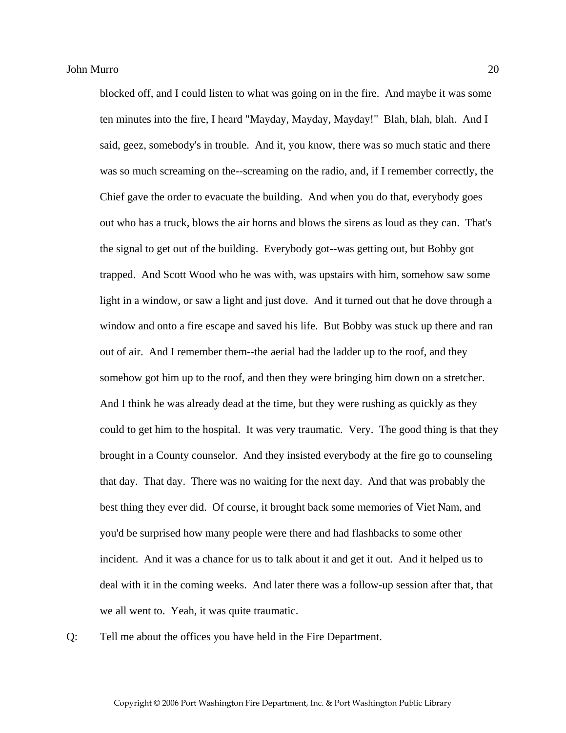blocked off, and I could listen to what was going on in the fire. And maybe it was some ten minutes into the fire, I heard "Mayday, Mayday, Mayday!" Blah, blah, blah. And I said, geez, somebody's in trouble. And it, you know, there was so much static and there was so much screaming on the--screaming on the radio, and, if I remember correctly, the Chief gave the order to evacuate the building. And when you do that, everybody goes out who has a truck, blows the air horns and blows the sirens as loud as they can. That's the signal to get out of the building. Everybody got--was getting out, but Bobby got trapped. And Scott Wood who he was with, was upstairs with him, somehow saw some light in a window, or saw a light and just dove. And it turned out that he dove through a window and onto a fire escape and saved his life. But Bobby was stuck up there and ran out of air. And I remember them--the aerial had the ladder up to the roof, and they somehow got him up to the roof, and then they were bringing him down on a stretcher. And I think he was already dead at the time, but they were rushing as quickly as they could to get him to the hospital. It was very traumatic. Very. The good thing is that they brought in a County counselor. And they insisted everybody at the fire go to counseling that day. That day. There was no waiting for the next day. And that was probably the best thing they ever did. Of course, it brought back some memories of Viet Nam, and you'd be surprised how many people were there and had flashbacks to some other incident. And it was a chance for us to talk about it and get it out. And it helped us to deal with it in the coming weeks. And later there was a follow-up session after that, that we all went to. Yeah, it was quite traumatic.

Q: Tell me about the offices you have held in the Fire Department.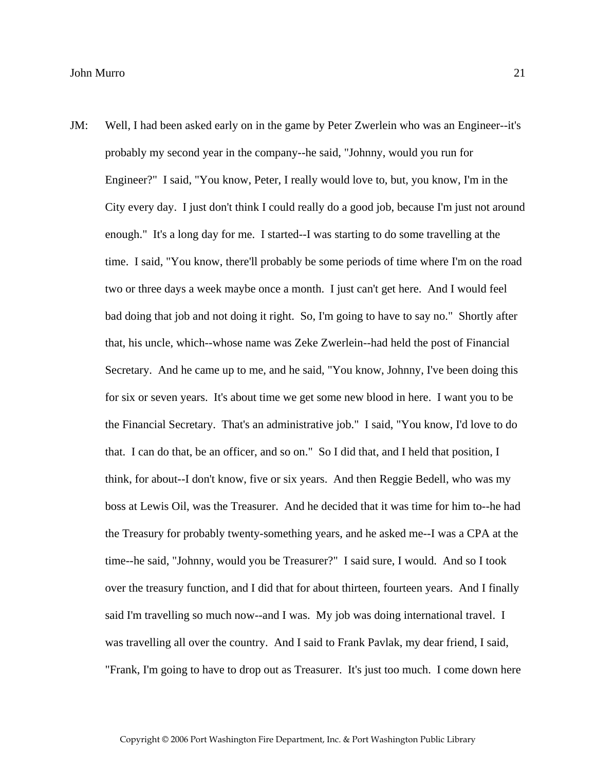JM: Well, I had been asked early on in the game by Peter Zwerlein who was an Engineer--it's probably my second year in the company--he said, "Johnny, would you run for Engineer?" I said, "You know, Peter, I really would love to, but, you know, I'm in the City every day. I just don't think I could really do a good job, because I'm just not around enough." It's a long day for me. I started--I was starting to do some travelling at the time. I said, "You know, there'll probably be some periods of time where I'm on the road two or three days a week maybe once a month. I just can't get here. And I would feel bad doing that job and not doing it right. So, I'm going to have to say no." Shortly after that, his uncle, which--whose name was Zeke Zwerlein--had held the post of Financial Secretary. And he came up to me, and he said, "You know, Johnny, I've been doing this for six or seven years. It's about time we get some new blood in here. I want you to be the Financial Secretary. That's an administrative job." I said, "You know, I'd love to do that. I can do that, be an officer, and so on." So I did that, and I held that position, I think, for about--I don't know, five or six years. And then Reggie Bedell, who was my boss at Lewis Oil, was the Treasurer. And he decided that it was time for him to--he had the Treasury for probably twenty-something years, and he asked me--I was a CPA at the time--he said, "Johnny, would you be Treasurer?" I said sure, I would. And so I took over the treasury function, and I did that for about thirteen, fourteen years. And I finally said I'm travelling so much now--and I was. My job was doing international travel. I was travelling all over the country. And I said to Frank Pavlak, my dear friend, I said, "Frank, I'm going to have to drop out as Treasurer. It's just too much. I come down here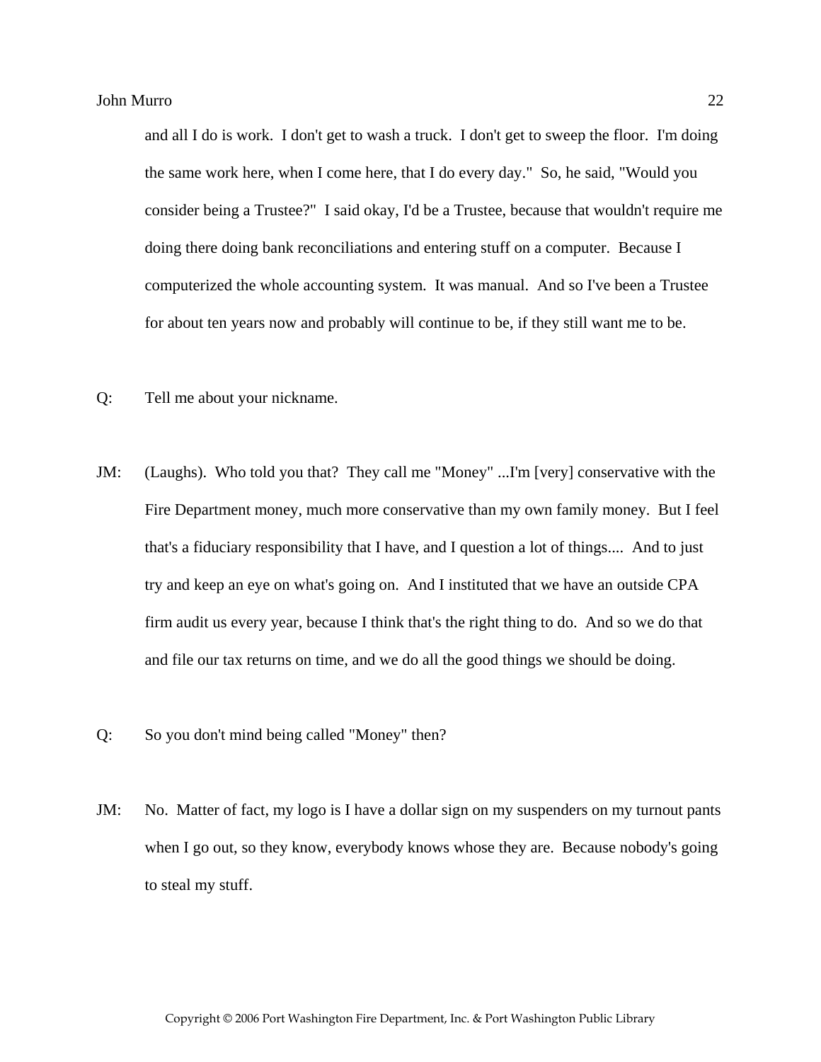and all I do is work. I don't get to wash a truck. I don't get to sweep the floor. I'm doing the same work here, when I come here, that I do every day." So, he said, "Would you consider being a Trustee?" I said okay, I'd be a Trustee, because that wouldn't require me doing there doing bank reconciliations and entering stuff on a computer. Because I computerized the whole accounting system. It was manual. And so I've been a Trustee for about ten years now and probably will continue to be, if they still want me to be.

Q: Tell me about your nickname.

JM: (Laughs). Who told you that? They call me "Money" ...I'm [very] conservative with the Fire Department money, much more conservative than my own family money. But I feel that's a fiduciary responsibility that I have, and I question a lot of things.... And to just try and keep an eye on what's going on. And I instituted that we have an outside CPA firm audit us every year, because I think that's the right thing to do. And so we do that and file our tax returns on time, and we do all the good things we should be doing.

Q: So you don't mind being called "Money" then?

JM: No. Matter of fact, my logo is I have a dollar sign on my suspenders on my turnout pants when I go out, so they know, everybody knows whose they are. Because nobody's going to steal my stuff.

Copyright © 2006 Port Washington Fire Department, Inc. & Port Washington Public Library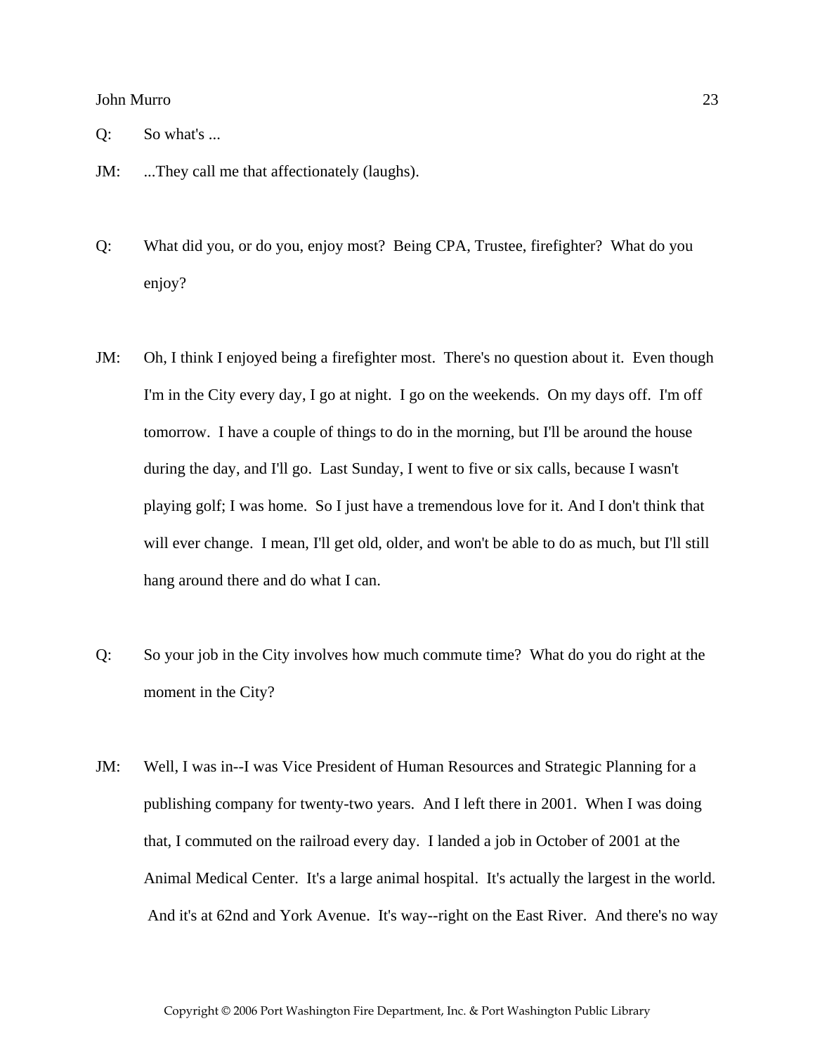Q: So what's ...

JM: ...They call me that affectionately (laughs).

Q: What did you, or do you, enjoy most? Being CPA, Trustee, firefighter? What do you enjoy?

JM: Oh, I think I enjoyed being a firefighter most. There's no question about it. Even though I'm in the City every day, I go at night. I go on the weekends. On my days off. I'm off tomorrow. I have a couple of things to do in the morning, but I'll be around the house during the day, and I'll go. Last Sunday, I went to five or six calls, because I wasn't playing golf; I was home. So I just have a tremendous love for it. And I don't think that will ever change. I mean, I'll get old, older, and won't be able to do as much, but I'll still hang around there and do what I can.

Q: So your job in the City involves how much commute time? What do you do right at the moment in the City?

JM: Well, I was in--I was Vice President of Human Resources and Strategic Planning for a publishing company for twenty-two years. And I left there in 2001. When I was doing that, I commuted on the railroad every day. I landed a job in October of 2001 at the Animal Medical Center. It's a large animal hospital. It's actually the largest in the world. And it's at 62nd and York Avenue. It's way--right on the East River. And there's no way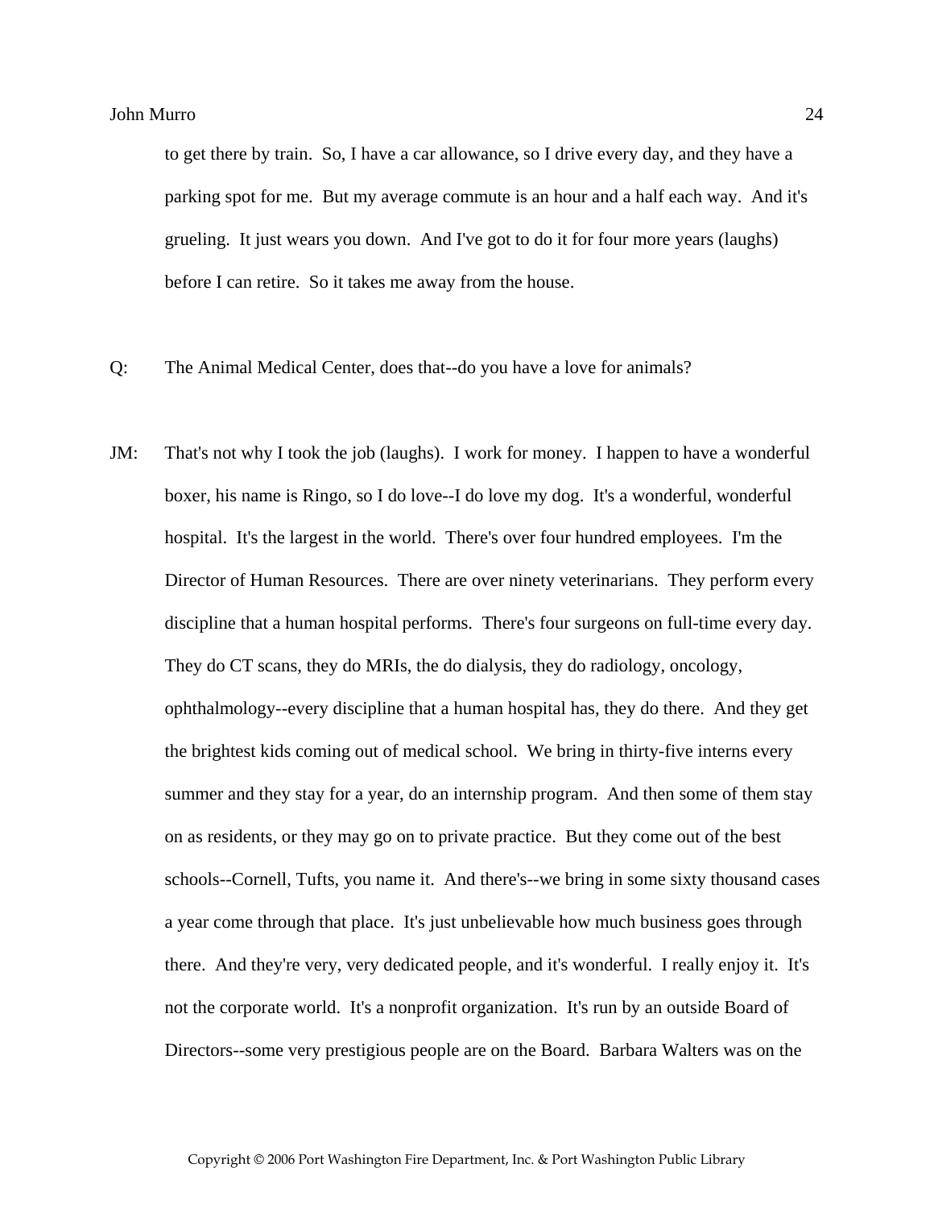to get there by train. So, I have a car allowance, so I drive every day, and they have a parking spot for me. But my average commute is an hour and a half each way. And it's grueling. It just wears you down. And I've got to do it for four more years (laughs) before I can retire. So it takes me away from the house.

Q: The Animal Medical Center, does that--do you have a love for animals?

JM: That's not why I took the job (laughs). I work for money. I happen to have a wonderful boxer, his name is Ringo, so I do love--I do love my dog. It's a wonderful, wonderful hospital. It's the largest in the world. There's over four hundred employees. I'm the Director of Human Resources. There are over ninety veterinarians. They perform every discipline that a human hospital performs. There's four surgeons on full-time every day. They do CT scans, they do MRIs, the do dialysis, they do radiology, oncology, ophthalmology--every discipline that a human hospital has, they do there. And they get the brightest kids coming out of medical school. We bring in thirty-five interns every summer and they stay for a year, do an internship program. And then some of them stay on as residents, or they may go on to private practice. But they come out of the best schools--Cornell, Tufts, you name it. And there's--we bring in some sixty thousand cases a year come through that place. It's just unbelievable how much business goes through there. And they're very, very dedicated people, and it's wonderful. I really enjoy it. It's not the corporate world. It's a nonprofit organization. It's run by an outside Board of Directors--some very prestigious people are on the Board. Barbara Walters was on the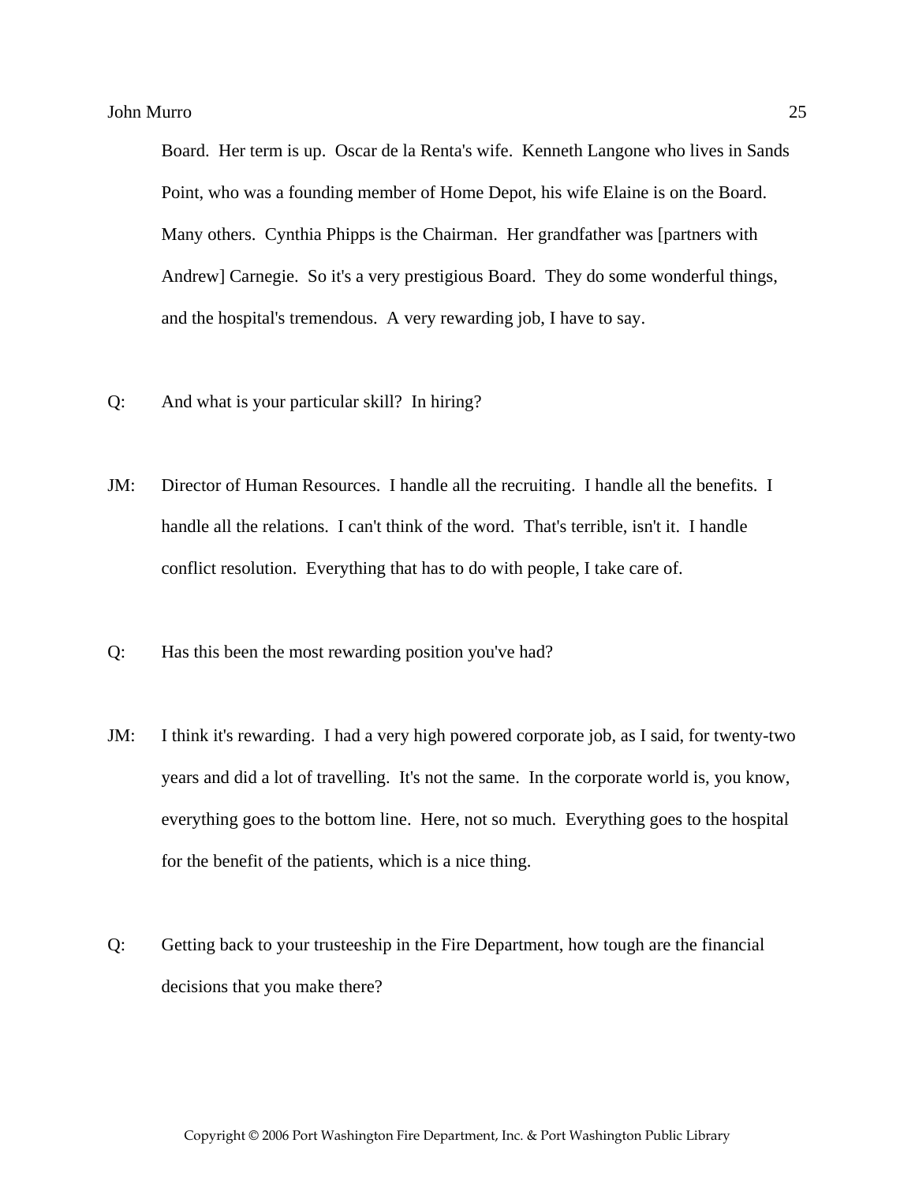Board. Her term is up. Oscar de la Renta's wife. Kenneth Langone who lives in Sands Point, who was a founding member of Home Depot, his wife Elaine is on the Board. Many others. Cynthia Phipps is the Chairman. Her grandfather was [partners with Andrew] Carnegie. So it's a very prestigious Board. They do some wonderful things, and the hospital's tremendous. A very rewarding job, I have to say.

Q: And what is your particular skill? In hiring?

JM: Director of Human Resources. I handle all the recruiting. I handle all the benefits. I handle all the relations. I can't think of the word. That's terrible, isn't it. I handle conflict resolution. Everything that has to do with people, I take care of.

Q: Has this been the most rewarding position you've had?

JM: I think it's rewarding. I had a very high powered corporate job, as I said, for twenty-two years and did a lot of travelling. It's not the same. In the corporate world is, you know, everything goes to the bottom line. Here, not so much. Everything goes to the hospital for the benefit of the patients, which is a nice thing.

Q: Getting back to your trusteeship in the Fire Department, how tough are the financial decisions that you make there?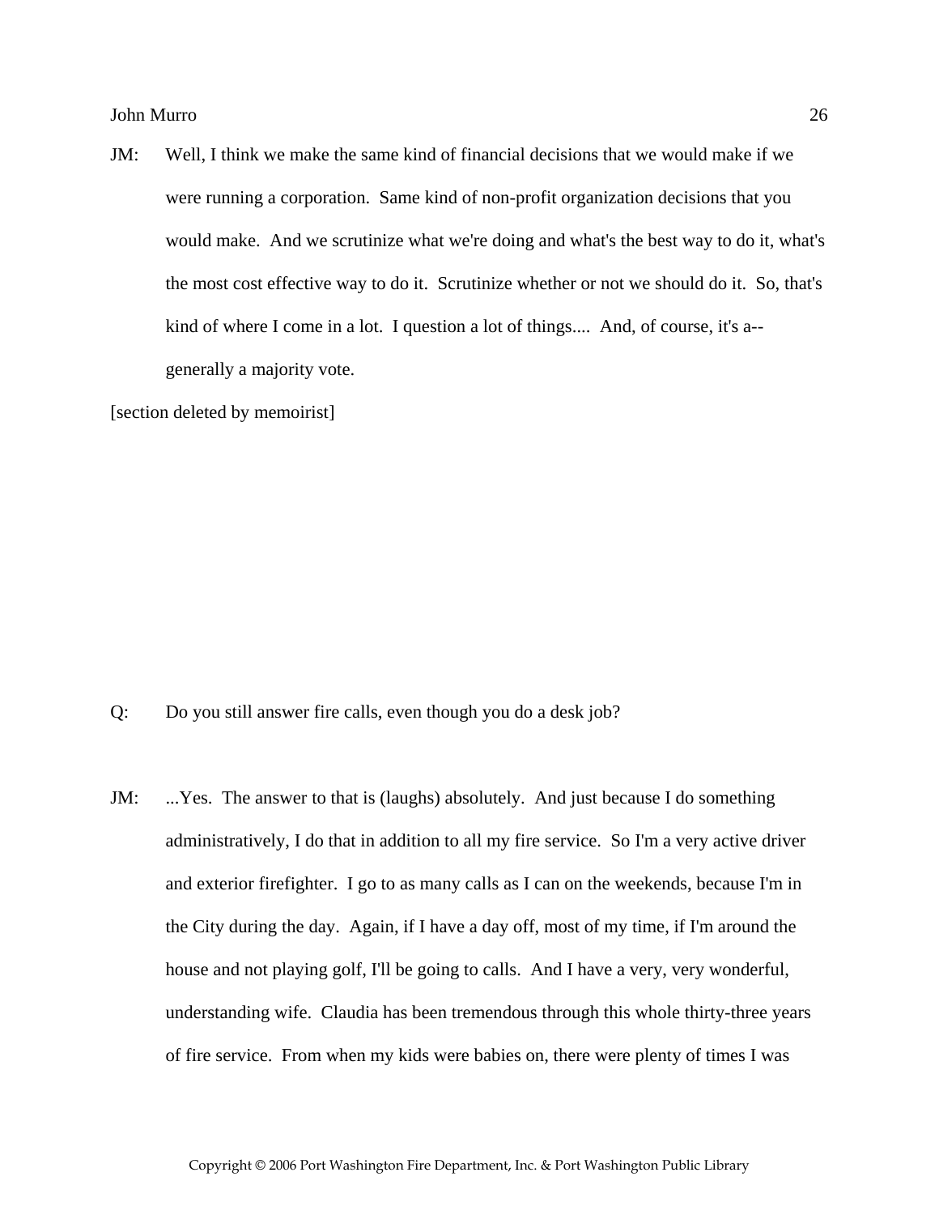JM: Well, I think we make the same kind of financial decisions that we would make if we were running a corporation. Same kind of non-profit organization decisions that you would make. And we scrutinize what we're doing and what's the best way to do it, what's the most cost effective way to do it. Scrutinize whether or not we should do it. So, that's kind of where I come in a lot. I question a lot of things.... And, of course, it's a--generally a majority vote.

[section deleted by memoirist]

Q: Do you still answer fire calls, even though you do a desk job?

JM: ...Yes. The answer to that is (laughs) absolutely. And just because I do something administratively, I do that in addition to all my fire service. So I'm a very active driver and exterior firefighter. I go to as many calls as I can on the weekends, because I'm in the City during the day. Again, if I have a day off, most of my time, if I'm around the house and not playing golf, I'll be going to calls. And I have a very, very wonderful, understanding wife. Claudia has been tremendous through this whole thirty-three years of fire service. From when my kids were babies on, there were plenty of times I was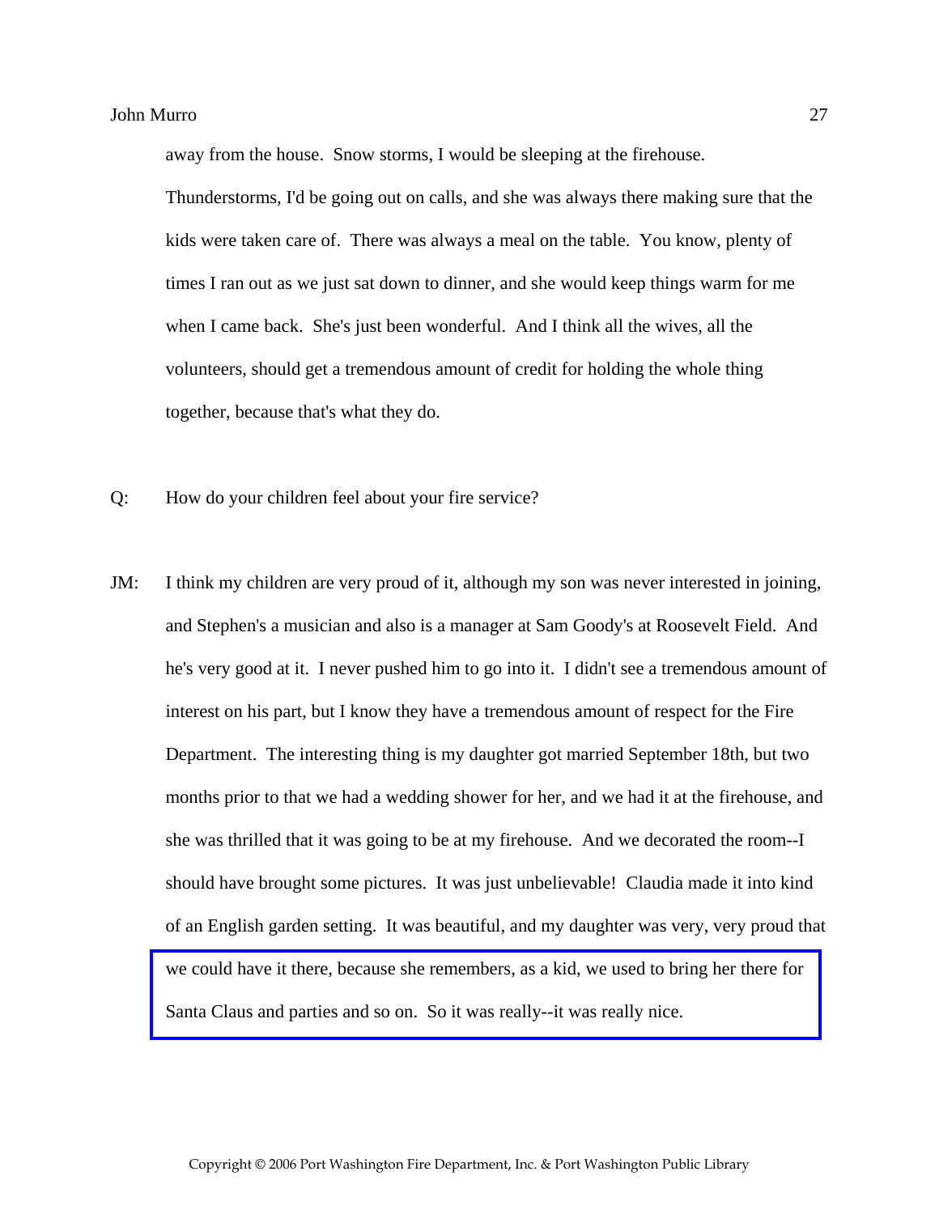away from the house. Snow storms, I would be sleeping at the firehouse. Thunderstorms, I'd be going out on calls, and she was always there making sure that the kids were taken care of. There was always a meal on the table. You know, plenty of times I ran out as we just sat down to dinner, and she would keep things warm for me when I came back. She's just been wonderful. And I think all the wives, all the volunteers, should get a tremendous amount of credit for holding the whole thing together, because that's what they do.

Q: How do your children feel about your fire service?

JM: I think my children are very proud of it, although my son was never interested in joining, and Stephen's a musician and also is a manager at Sam Goody's at Roosevelt Field. And he's very good at it. I never pushed him to go into it. I didn't see a tremendous amount of interest on his part, but I know they have a tremendous amount of respect for the Fire Department. The interesting thing is my daughter got married September 18th, but two months prior to that we had a wedding shower for her, and we had it at the firehouse, and she was thrilled that it was going to be at my firehouse. And we decorated the room--I should have brought some pictures. It was just unbelievable! Claudia made it into kind of an English garden setting. It was beautiful, and my daughter was very, very proud that we could have it there, because she remembers, as a kid, we used to bring her there for Santa Claus and parties and so on. So it was really--it was really nice.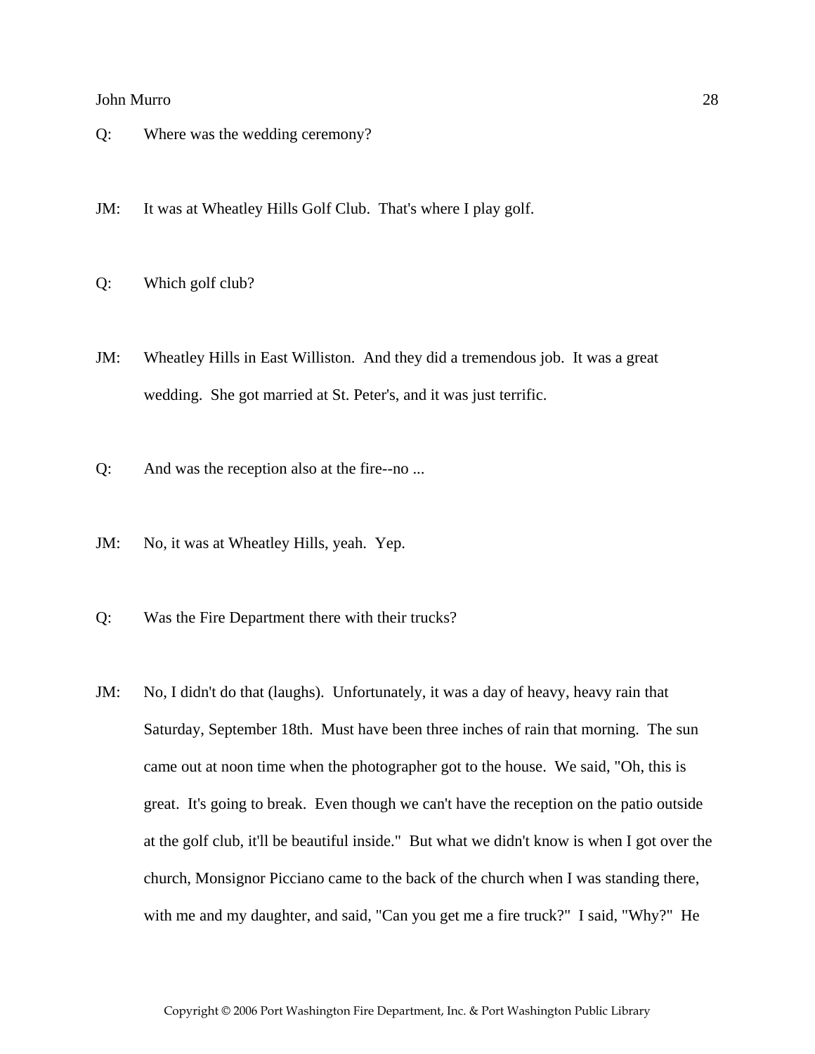Q: Where was the wedding ceremony?

JM: It was at Wheatley Hills Golf Club. That's where I play golf.

Q: Which golf club?

JM: Wheatley Hills in East Williston. And they did a tremendous job. It was a great wedding. She got married at St. Peter's, and it was just terrific.

Q: And was the reception also at the fire--no ...

JM: No, it was at Wheatley Hills, yeah. Yep.

Q: Was the Fire Department there with their trucks?

JM: No, I didn't do that (laughs). Unfortunately, it was a day of heavy, heavy rain that Saturday, September 18th. Must have been three inches of rain that morning. The sun came out at noon time when the photographer got to the house. We said, "Oh, this is great. It's going to break. Even though we can't have the reception on the patio outside at the golf club, it'll be beautiful inside." But what we didn't know is when I got over the church, Monsignor Picciano came to the back of the church when I was standing there, with me and my daughter, and said, "Can you get me a fire truck?" I said, "Why?" He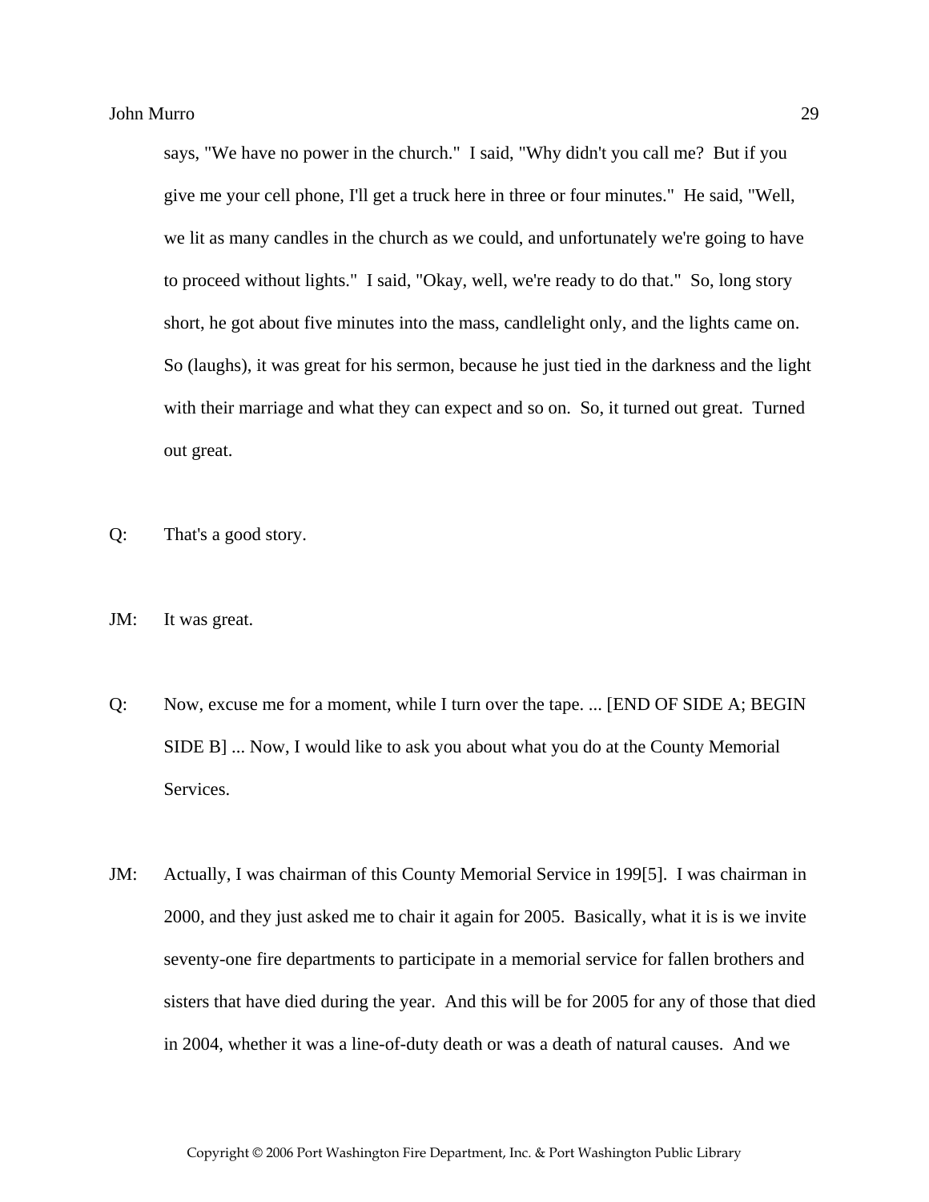says, "We have no power in the church." I said, "Why didn't you call me? But if you give me your cell phone, I'll get a truck here in three or four minutes." He said, "Well, we lit as many candles in the church as we could, and unfortunately we're going to have to proceed without lights." I said, "Okay, well, we're ready to do that." So, long story short, he got about five minutes into the mass, candlelight only, and the lights came on. So (laughs), it was great for his sermon, because he just tied in the darkness and the light with their marriage and what they can expect and so on. So, it turned out great. Turned out great.

Q: That's a good story.

JM: It was great.

Q: Now, excuse me for a moment, while I turn over the tape. ... [END OF SIDE A; BEGIN SIDE B] ... Now, I would like to ask you about what you do at the County Memorial Services.

JM: Actually, I was chairman of this County Memorial Service in 199[5]. I was chairman in 2000, and they just asked me to chair it again for 2005. Basically, what it is is we invite seventy-one fire departments to participate in a memorial service for fallen brothers and sisters that have died during the year. And this will be for 2005 for any of those that died in 2004, whether it was a line-of-duty death or was a death of natural causes. And we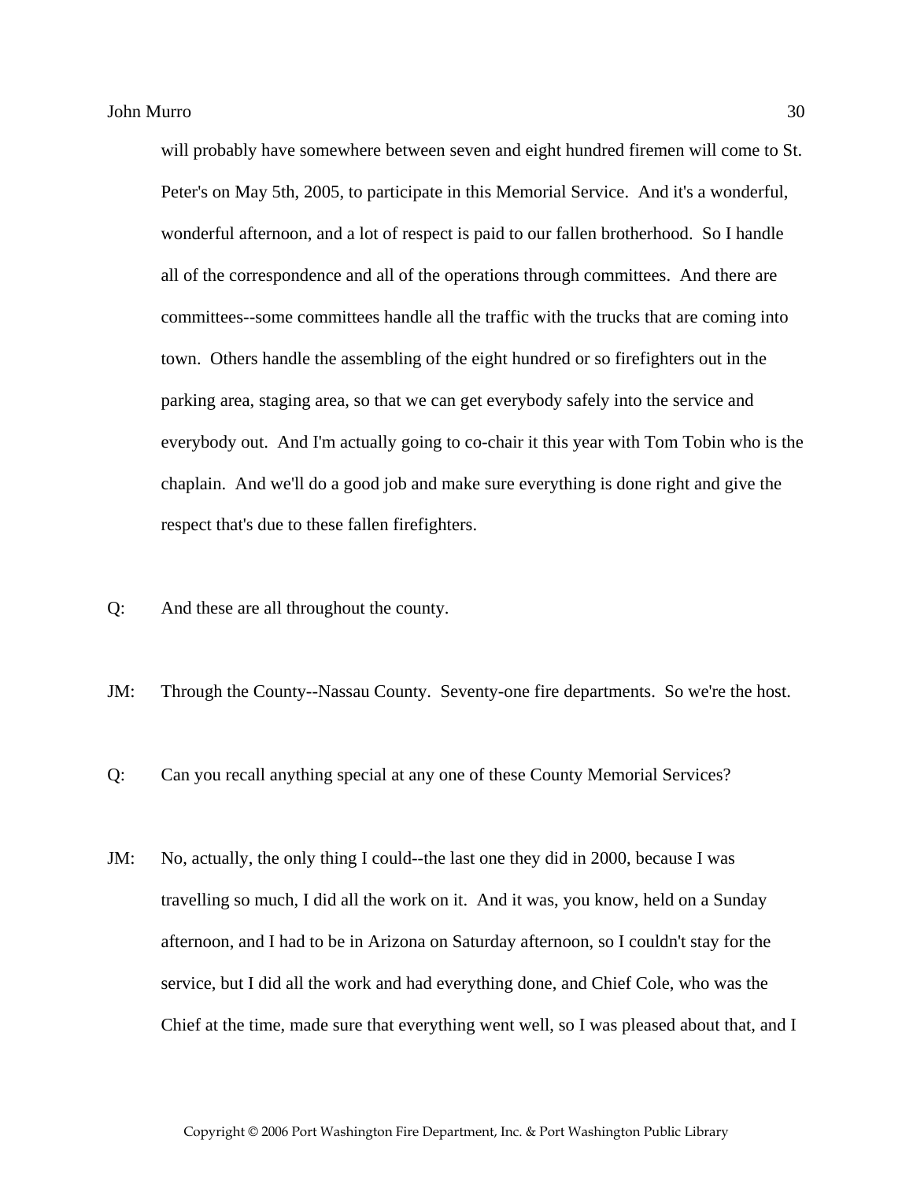will probably have somewhere between seven and eight hundred firemen will come to St. Peter's on May 5th, 2005, to participate in this Memorial Service. And it's a wonderful, wonderful afternoon, and a lot of respect is paid to our fallen brotherhood. So I handle all of the correspondence and all of the operations through committees. And there are committees--some committees handle all the traffic with the trucks that are coming into town. Others handle the assembling of the eight hundred or so firefighters out in the parking area, staging area, so that we can get everybody safely into the service and everybody out. And I'm actually going to co-chair it this year with Tom Tobin who is the chaplain. And we'll do a good job and make sure everything is done right and give the respect that's due to these fallen firefighters.

Q: And these are all throughout the county.

JM: Through the County--Nassau County. Seventy-one fire departments. So we're the host.

Q: Can you recall anything special at any one of these County Memorial Services?

JM: No, actually, the only thing I could--the last one they did in 2000, because I was travelling so much, I did all the work on it. And it was, you know, held on a Sunday afternoon, and I had to be in Arizona on Saturday afternoon, so I couldn't stay for the service, but I did all the work and had everything done, and Chief Cole, who was the Chief at the time, made sure that everything went well, so I was pleased about that, and I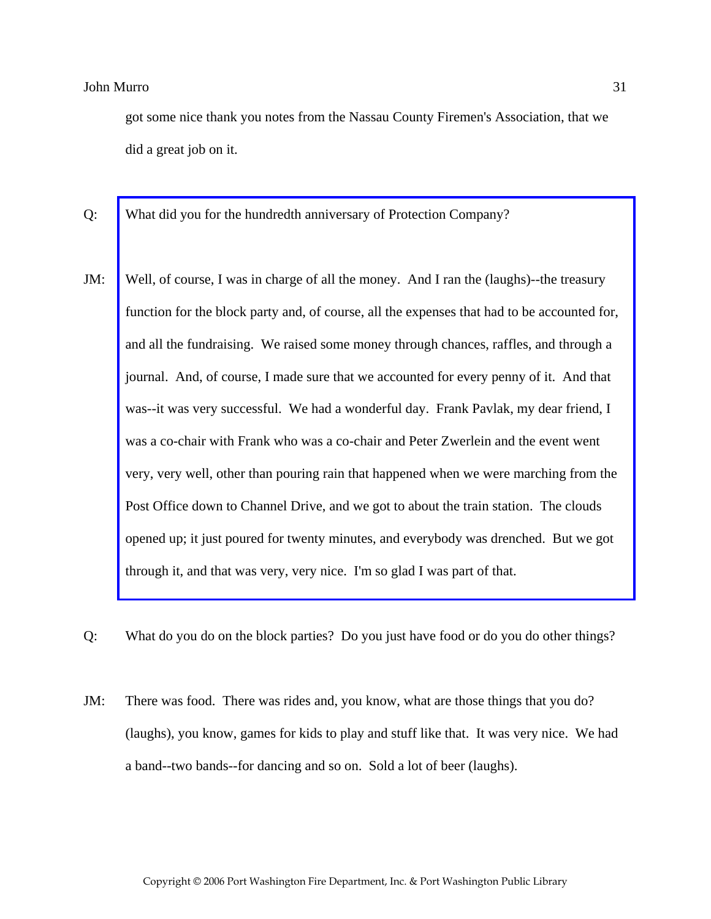got some nice thank you notes from the Nassau County Firemen's Association, that we did a great job on it.

Q: What did you for the hundredth anniversary of Protection Company?

JM: Well, of course, I was in charge of all the money. And I ran the (laughs)--the treasury function for the block party and, of course, all the expenses that had to be accounted for, and all the fundraising. We raised some money through chances, raffles, and through a journal. And, of course, I made sure that we accounted for every penny of it. And that was--it was very successful. We had a wonderful day. Frank Pavlak, my dear friend, I was a co-chair with Frank who was a co-chair and Peter Zwerlein and the event went very, very well, other than pouring rain that happened when we were marching from the Post Office down to Channel Drive, and we got to about the train station. The clouds opened up; it just poured for twenty minutes, and everybody was drenched. But we got through it, and that was very, very nice. I'm so glad I was part of that.

Q: What do you do on the block parties? Do you just have food or do you do other things?

JM: There was food. There was rides and, you know, what are those things that you do? (laughs), you know, games for kids to play and stuff like that. It was very nice. We had a band--two bands--for dancing and so on. Sold a lot of beer (laughs).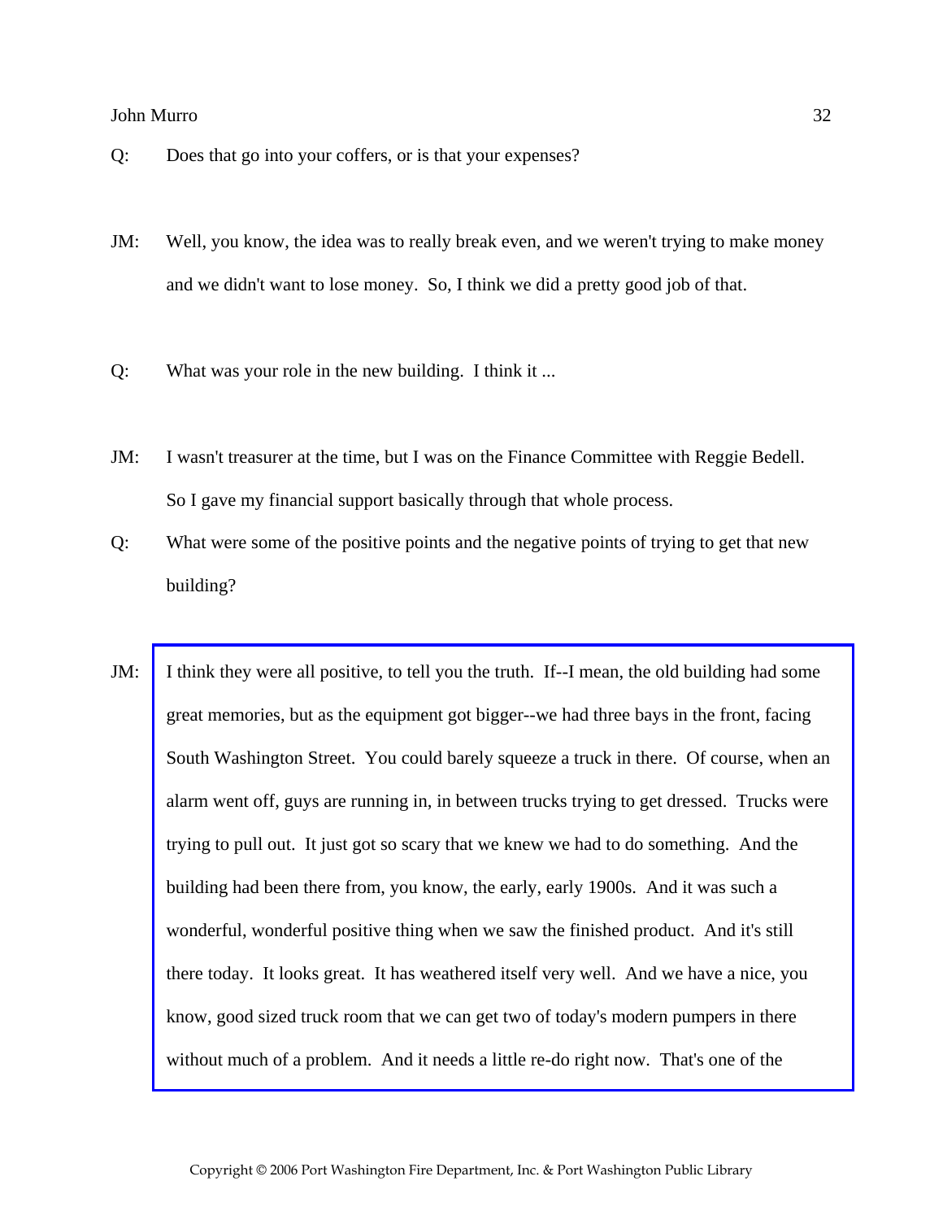Q: Does that go into your coffers, or is that your expenses?

JM: Well, you know, the idea was to really break even, and we weren't trying to make money and we didn't want to lose money. So, I think we did a pretty good job of that.

Q: What was your role in the new building. I think it ...

JM: I wasn't treasurer at the time, but I was on the Finance Committee with Reggie Bedell. So I gave my financial support basically through that whole process.

Q: What were some of the positive points and the negative points of trying to get that new building?

JM: I think they were all positive, to tell you the truth. If--I mean, the old building had some great memories, but as the equipment got bigger--we had three bays in the front, facing South Washington Street. You could barely squeeze a truck in there. Of course, when an alarm went off, guys are running in, in between trucks trying to get dressed. Trucks were trying to pull out. It just got so scary that we knew we had to do something. And the building had been there from, you know, the early, early 1900s. And it was such a wonderful, wonderful positive thing when we saw the finished product. And it's still there today. It looks great. It has weathered itself very well. And we have a nice, you know, good sized truck room that we can get two of today's modern pumpers in there without much of a problem. And it needs a little re-do right now. That's one of the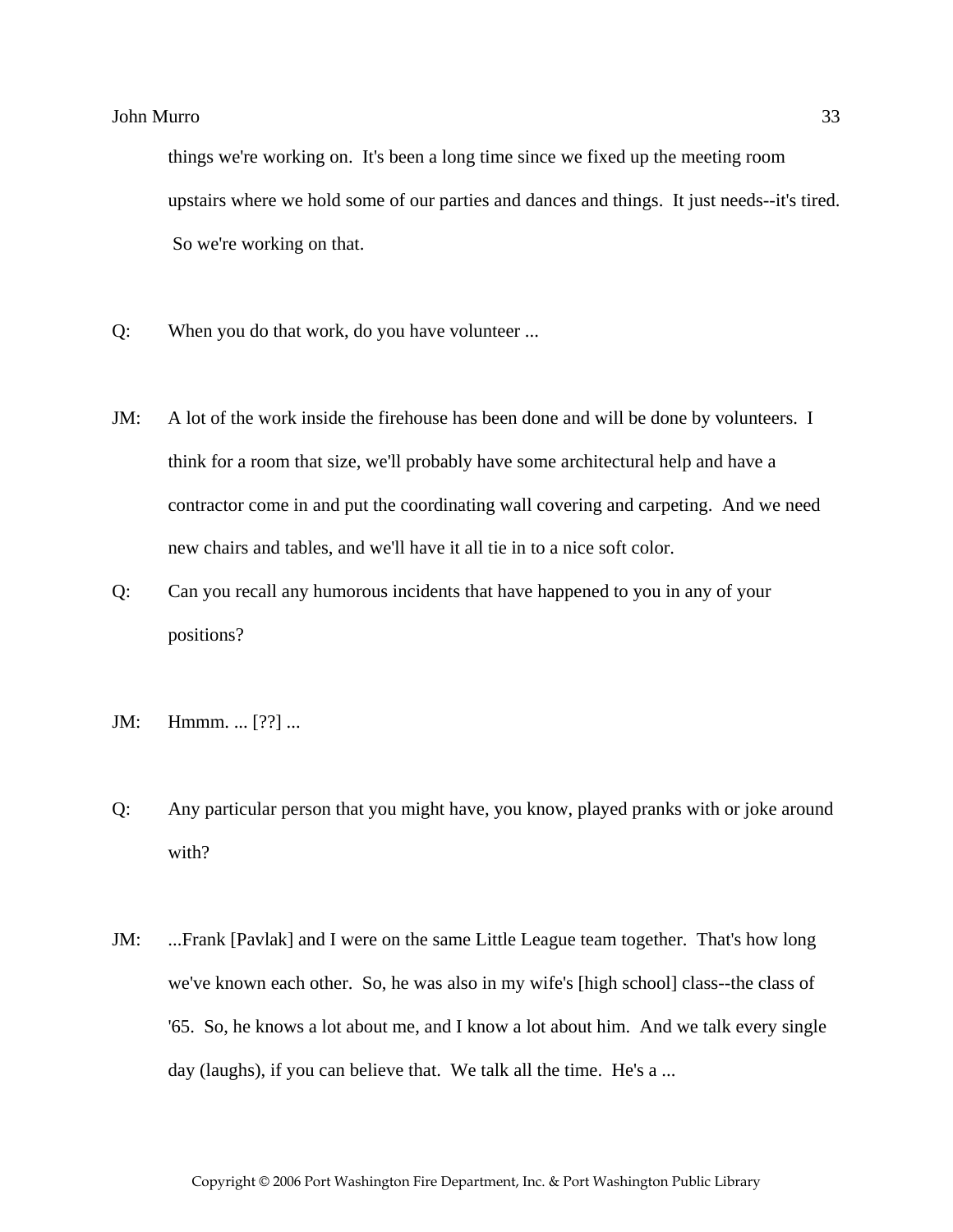things we're working on. It's been a long time since we fixed up the meeting room upstairs where we hold some of our parties and dances and things. It just needs--it's tired. So we're working on that.

Q: When you do that work, do you have volunteer ...

JM: A lot of the work inside the firehouse has been done and will be done by volunteers. I think for a room that size, we'll probably have some architectural help and have a contractor come in and put the coordinating wall covering and carpeting. And we need new chairs and tables, and we'll have it all tie in to a nice soft color.

Q: Can you recall any humorous incidents that have happened to you in any of your positions?

JM: Hmmm. ... [??] ...

Q: Any particular person that you might have, you know, played pranks with or joke around with?

JM: ...Frank [Pavlak] and I were on the same Little League team together. That's how long we've known each other. So, he was also in my wife's [high school] class--the class of '65. So, he knows a lot about me, and I know a lot about him. And we talk every single day (laughs), if you can believe that. We talk all the time. He's a ...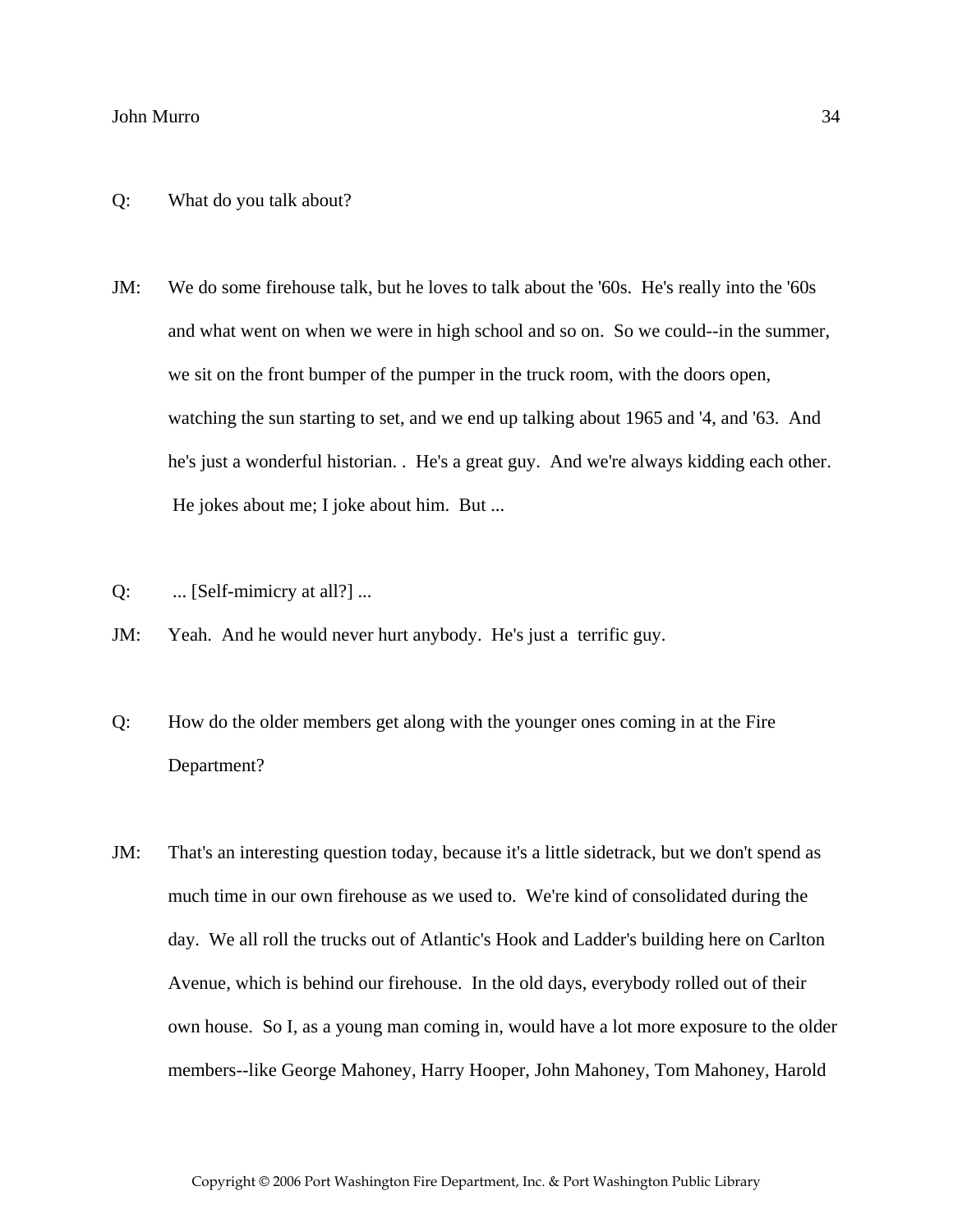Q: What do you talk about?

JM: We do some firehouse talk, but he loves to talk about the '60s. He's really into the '60s and what went on when we were in high school and so on. So we could--in the summer, we sit on the front bumper of the pumper in the truck room, with the doors open, watching the sun starting to set, and we end up talking about 1965 and '4, and '63. And he's just a wonderful historian. . He's a great guy. And we're always kidding each other. He jokes about me; I joke about him. But ...

Q: ... [Self-mimicry at all?] ...

JM: Yeah. And he would never hurt anybody. He's just a terrific guy.

Q: How do the older members get along with the younger ones coming in at the Fire Department?

JM: That's an interesting question today, because it's a little sidetrack, but we don't spend as much time in our own firehouse as we used to. We're kind of consolidated during the day. We all roll the trucks out of Atlantic's Hook and Ladder's building here on Carlton Avenue, which is behind our firehouse. In the old days, everybody rolled out of their own house. So I, as a young man coming in, would have a lot more exposure to the older members--like George Mahoney, Harry Hooper, John Mahoney, Tom Mahoney, Harold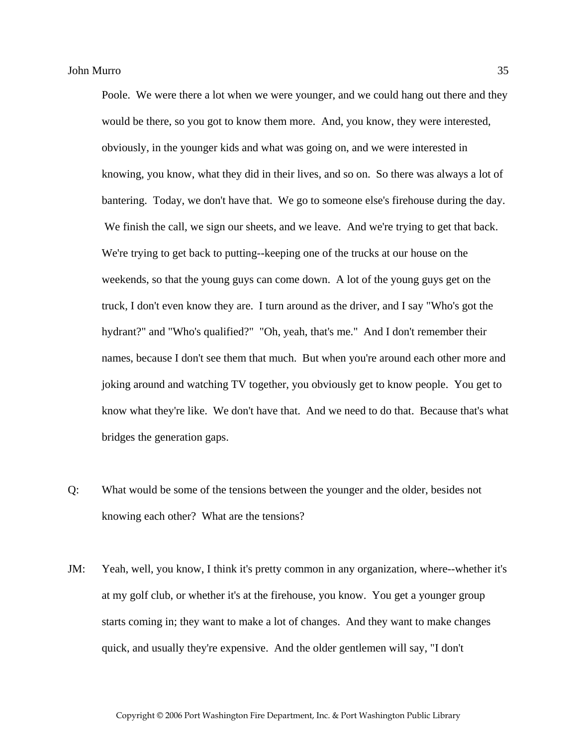Poole. We were there a lot when we were younger, and we could hang out there and they would be there, so you got to know them more. And, you know, they were interested, obviously, in the younger kids and what was going on, and we were interested in knowing, you know, what they did in their lives, and so on. So there was always a lot of bantering. Today, we don't have that. We go to someone else's firehouse during the day. We finish the call, we sign our sheets, and we leave. And we're trying to get that back. We're trying to get back to putting--keeping one of the trucks at our house on the weekends, so that the young guys can come down. A lot of the young guys get on the truck, I don't even know they are. I turn around as the driver, and I say "Who's got the hydrant?" and "Who's qualified?" "Oh, yeah, that's me." And I don't remember their names, because I don't see them that much. But when you're around each other more and joking around and watching TV together, you obviously get to know people. You get to know what they're like. We don't have that. And we need to do that. Because that's what bridges the generation gaps.

Q: What would be some of the tensions between the younger and the older, besides not knowing each other? What are the tensions?

JM: Yeah, well, you know, I think it's pretty common in any organization, where--whether it's at my golf club, or whether it's at the firehouse, you know. You get a younger group starts coming in; they want to make a lot of changes. And they want to make changes quick, and usually they're expensive. And the older gentlemen will say, "I don't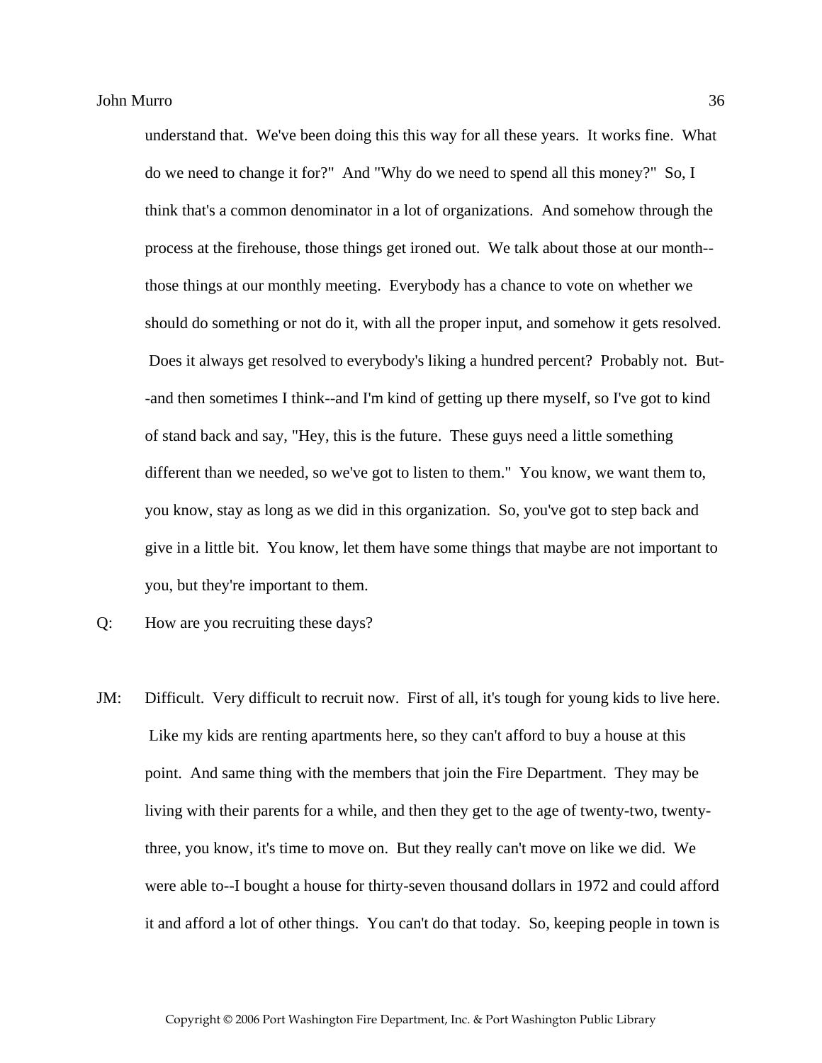understand that. We've been doing this this way for all these years. It works fine. What do we need to change it for?" And "Why do we need to spend all this money?" So, I think that's a common denominator in a lot of organizations. And somehow through the process at the firehouse, those things get ironed out. We talk about those at our month--those things at our monthly meeting. Everybody has a chance to vote on whether we should do something or not do it, with all the proper input, and somehow it gets resolved. Does it always get resolved to everybody's liking a hundred percent? Probably not. But--and then sometimes I think--and I'm kind of getting up there myself, so I've got to kind of stand back and say, "Hey, this is the future. These guys need a little something different than we needed, so we've got to listen to them." You know, we want them to, you know, stay as long as we did in this organization. So, you've got to step back and give in a little bit. You know, let them have some things that maybe are not important to you, but they're important to them.

Q: How are you recruiting these days?

JM: Difficult. Very difficult to recruit now. First of all, it's tough for young kids to live here. Like my kids are renting apartments here, so they can't afford to buy a house at this point. And same thing with the members that join the Fire Department. They may be living with their parents for a while, and then they get to the age of twenty-two, twenty-three, you know, it's time to move on. But they really can't move on like we did. We were able to--I bought a house for thirty-seven thousand dollars in 1972 and could afford it and afford a lot of other things. You can't do that today. So, keeping people in town is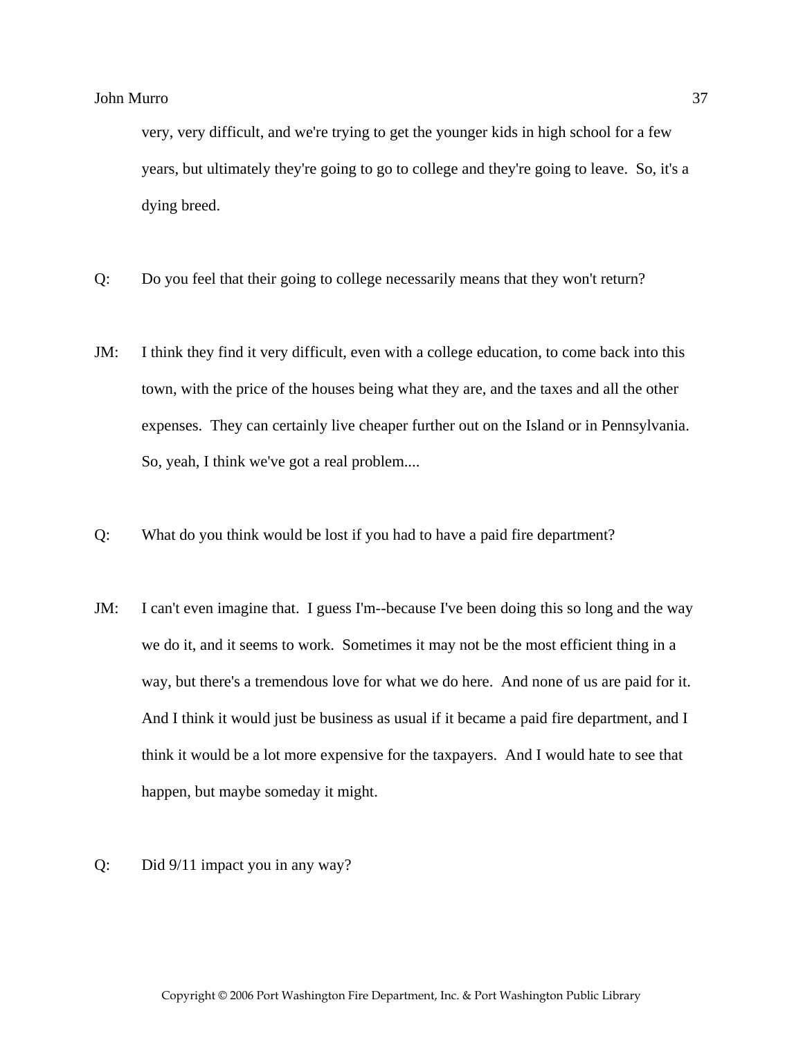very, very difficult, and we're trying to get the younger kids in high school for a few years, but ultimately they're going to go to college and they're going to leave. So, it's a dying breed.

Q: Do you feel that their going to college necessarily means that they won't return?

JM: I think they find it very difficult, even with a college education, to come back into this town, with the price of the houses being what they are, and the taxes and all the other expenses. They can certainly live cheaper further out on the Island or in Pennsylvania. So, yeah, I think we've got a real problem....

Q: What do you think would be lost if you had to have a paid fire department?

JM: I can't even imagine that. I guess I'm--because I've been doing this so long and the way we do it, and it seems to work. Sometimes it may not be the most efficient thing in a way, but there's a tremendous love for what we do here. And none of us are paid for it. And I think it would just be business as usual if it became a paid fire department, and I think it would be a lot more expensive for the taxpayers. And I would hate to see that happen, but maybe someday it might.

Q: Did 9/11 impact you in any way?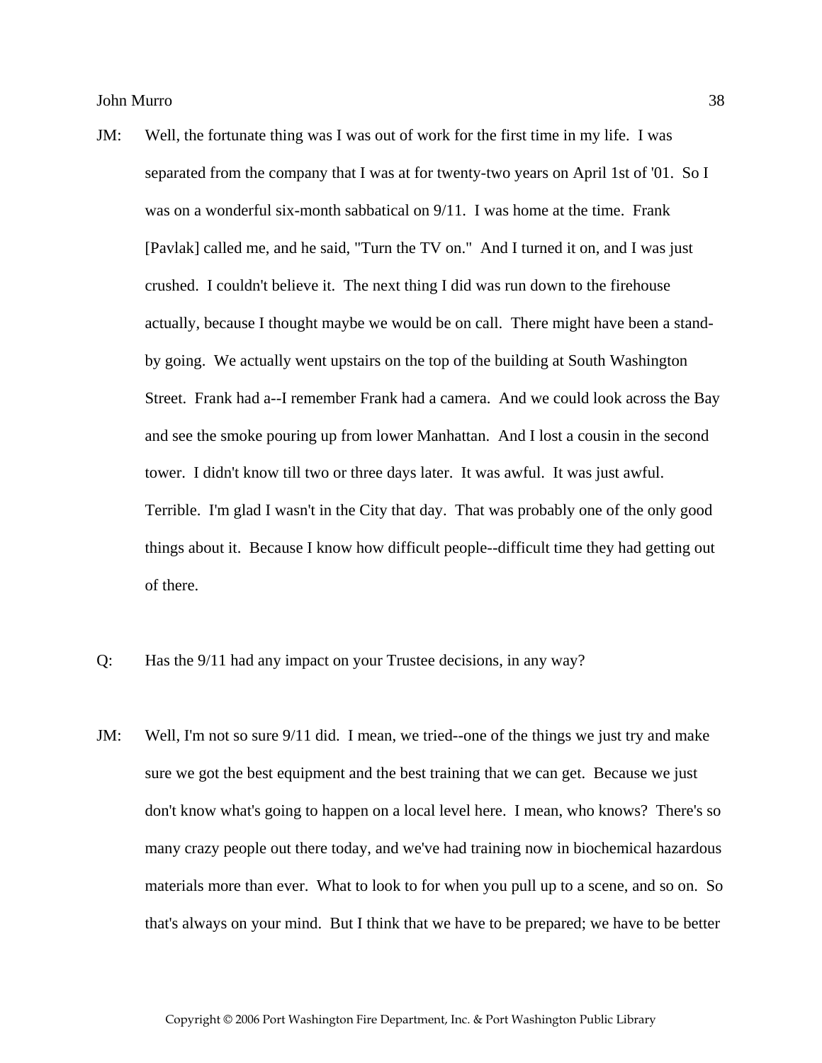JM: Well, the fortunate thing was I was out of work for the first time in my life. I was separated from the company that I was at for twenty-two years on April 1st of '01. So I was on a wonderful six-month sabbatical on 9/11. I was home at the time. Frank [Pavlak] called me, and he said, "Turn the TV on." And I turned it on, and I was just crushed. I couldn't believe it. The next thing I did was run down to the firehouse actually, because I thought maybe we would be on call. There might have been a stand-by going. We actually went upstairs on the top of the building at South Washington Street. Frank had a--I remember Frank had a camera. And we could look across the Bay and see the smoke pouring up from lower Manhattan. And I lost a cousin in the second tower. I didn't know till two or three days later. It was awful. It was just awful. Terrible. I'm glad I wasn't in the City that day. That was probably one of the only good things about it. Because I know how difficult people--difficult time they had getting out of there.

Q: Has the 9/11 had any impact on your Trustee decisions, in any way?

JM: Well, I'm not so sure 9/11 did. I mean, we tried--one of the things we just try and make sure we got the best equipment and the best training that we can get. Because we just don't know what's going to happen on a local level here. I mean, who knows? There's so many crazy people out there today, and we've had training now in biochemical hazardous materials more than ever. What to look to for when you pull up to a scene, and so on. So that's always on your mind. But I think that we have to be prepared; we have to be better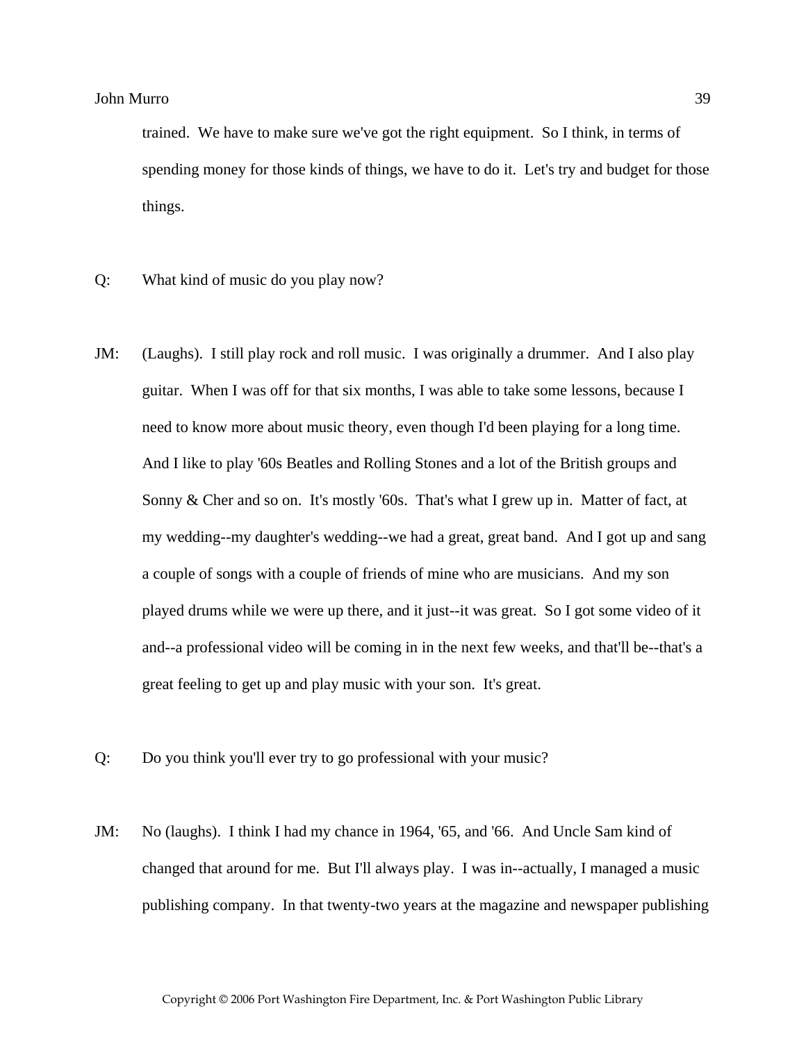trained. We have to make sure we've got the right equipment. So I think, in terms of spending money for those kinds of things, we have to do it. Let's try and budget for those things.

Q: What kind of music do you play now?

JM: (Laughs). I still play rock and roll music. I was originally a drummer. And I also play guitar. When I was off for that six months, I was able to take some lessons, because I need to know more about music theory, even though I'd been playing for a long time. And I like to play '60s Beatles and Rolling Stones and a lot of the British groups and Sonny & Cher and so on. It's mostly '60s. That's what I grew up in. Matter of fact, at my wedding--my daughter's wedding--we had a great, great band. And I got up and sang a couple of songs with a couple of friends of mine who are musicians. And my son played drums while we were up there, and it just--it was great. So I got some video of it and--a professional video will be coming in in the next few weeks, and that'll be--that's a great feeling to get up and play music with your son. It's great.

Q: Do you think you'll ever try to go professional with your music?

JM: No (laughs). I think I had my chance in 1964, '65, and '66. And Uncle Sam kind of changed that around for me. But I'll always play. I was in--actually, I managed a music publishing company. In that twenty-two years at the magazine and newspaper publishing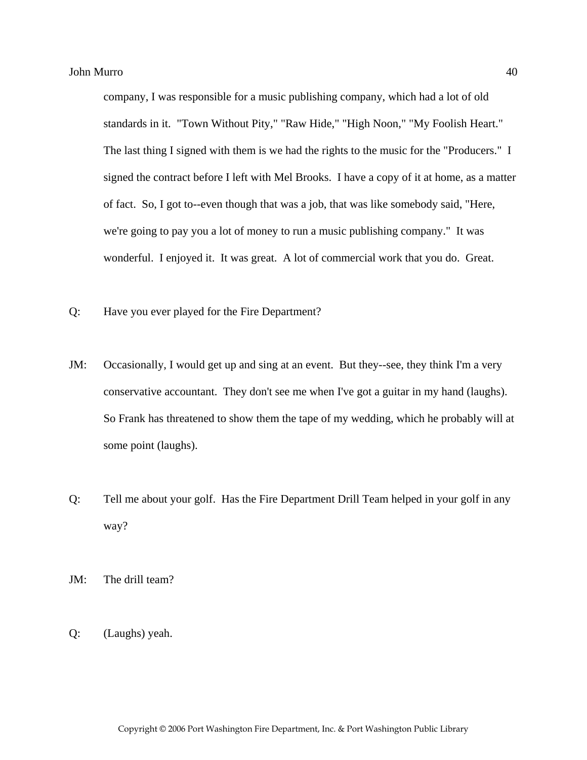company, I was responsible for a music publishing company, which had a lot of old standards in it. "Town Without Pity," "Raw Hide," "High Noon," "My Foolish Heart." The last thing I signed with them is we had the rights to the music for the "Producers." I signed the contract before I left with Mel Brooks. I have a copy of it at home, as a matter of fact. So, I got to--even though that was a job, that was like somebody said, "Here, we're going to pay you a lot of money to run a music publishing company." It was wonderful. I enjoyed it. It was great. A lot of commercial work that you do. Great.

Q: Have you ever played for the Fire Department?

JM: Occasionally, I would get up and sing at an event. But they--see, they think I'm a very conservative accountant. They don't see me when I've got a guitar in my hand (laughs). So Frank has threatened to show them the tape of my wedding, which he probably will at some point (laughs).

Q: Tell me about your golf. Has the Fire Department Drill Team helped in your golf in any way?

JM: The drill team?

Q: (Laughs) yeah.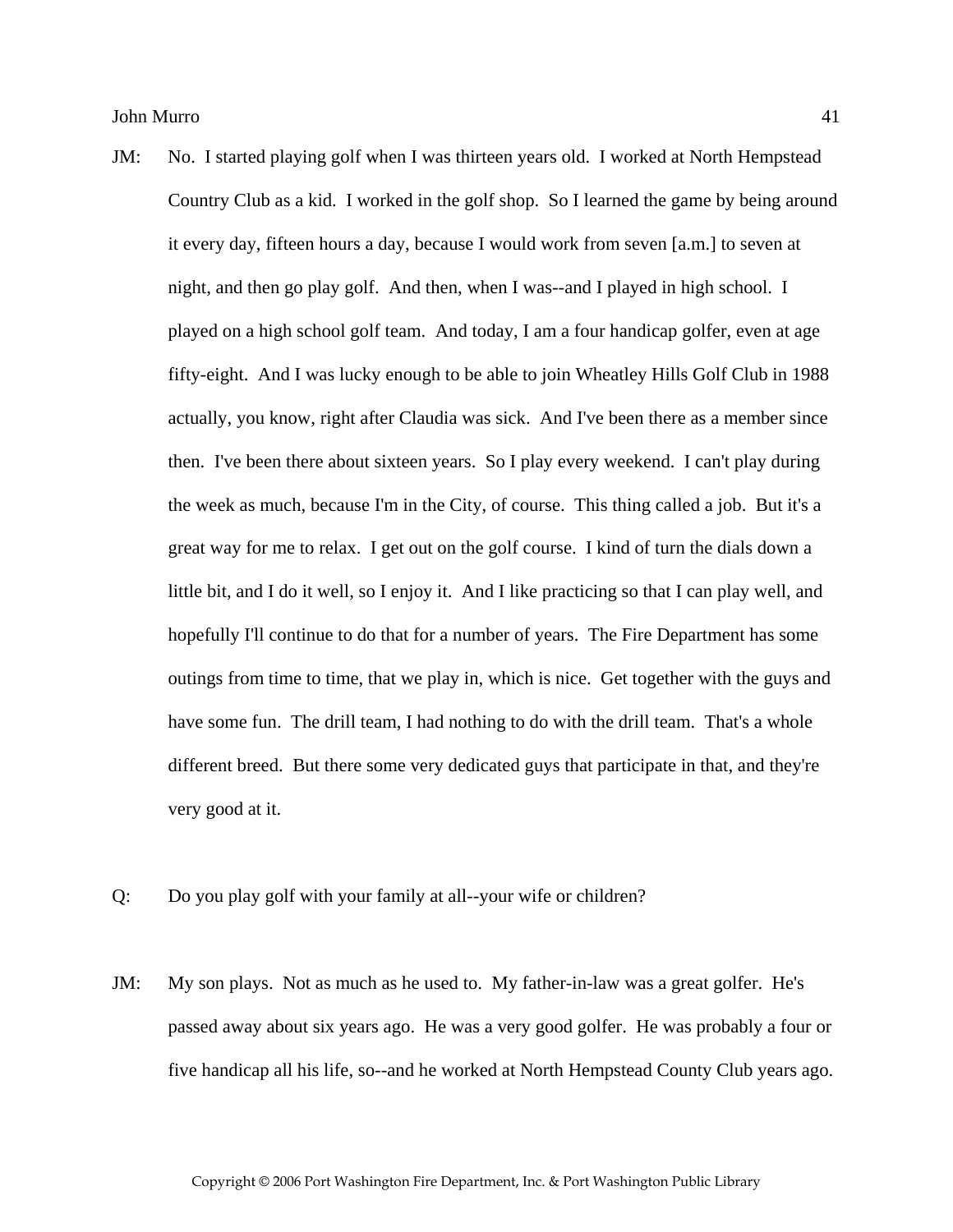JM: No. I started playing golf when I was thirteen years old. I worked at North Hempstead Country Club as a kid. I worked in the golf shop. So I learned the game by being around it every day, fifteen hours a day, because I would work from seven [a.m.] to seven at night, and then go play golf. And then, when I was--and I played in high school. I played on a high school golf team. And today, I am a four handicap golfer, even at age fifty-eight. And I was lucky enough to be able to join Wheatley Hills Golf Club in 1988 actually, you know, right after Claudia was sick. And I've been there as a member since then. I've been there about sixteen years. So I play every weekend. I can't play during the week as much, because I'm in the City, of course. This thing called a job. But it's a great way for me to relax. I get out on the golf course. I kind of turn the dials down a little bit, and I do it well, so I enjoy it. And I like practicing so that I can play well, and hopefully I'll continue to do that for a number of years. The Fire Department has some outings from time to time, that we play in, which is nice. Get together with the guys and have some fun. The drill team, I had nothing to do with the drill team. That's a whole different breed. But there some very dedicated guys that participate in that, and they're very good at it.

Q: Do you play golf with your family at all--your wife or children?

JM: My son plays. Not as much as he used to. My father-in-law was a great golfer. He's passed away about six years ago. He was a very good golfer. He was probably a four or five handicap all his life, so--and he worked at North Hempstead County Club years ago.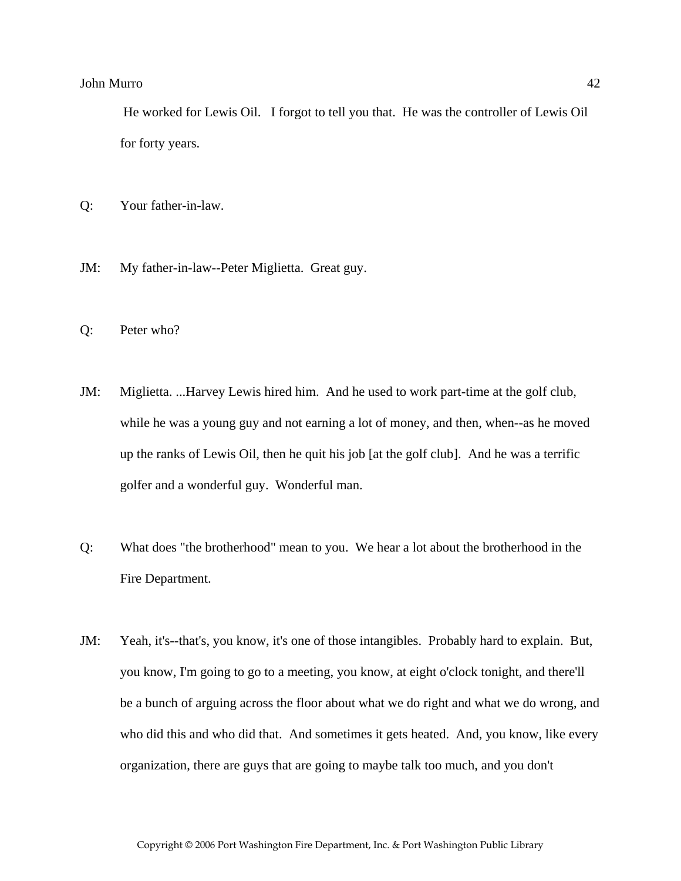He worked for Lewis Oil. I forgot to tell you that. He was the controller of Lewis Oil for forty years.

Q: Your father-in-law.

JM: My father-in-law--Peter Miglietta. Great guy.

Q: Peter who?

JM: Miglietta. ...Harvey Lewis hired him. And he used to work part-time at the golf club, while he was a young guy and not earning a lot of money, and then, when--as he moved up the ranks of Lewis Oil, then he quit his job [at the golf club]. And he was a terrific golfer and a wonderful guy. Wonderful man.

Q: What does "the brotherhood" mean to you. We hear a lot about the brotherhood in the Fire Department.

JM: Yeah, it's--that's, you know, it's one of those intangibles. Probably hard to explain. But, you know, I'm going to go to a meeting, you know, at eight o'clock tonight, and there'll be a bunch of arguing across the floor about what we do right and what we do wrong, and who did this and who did that. And sometimes it gets heated. And, you know, like every organization, there are guys that are going to maybe talk too much, and you don't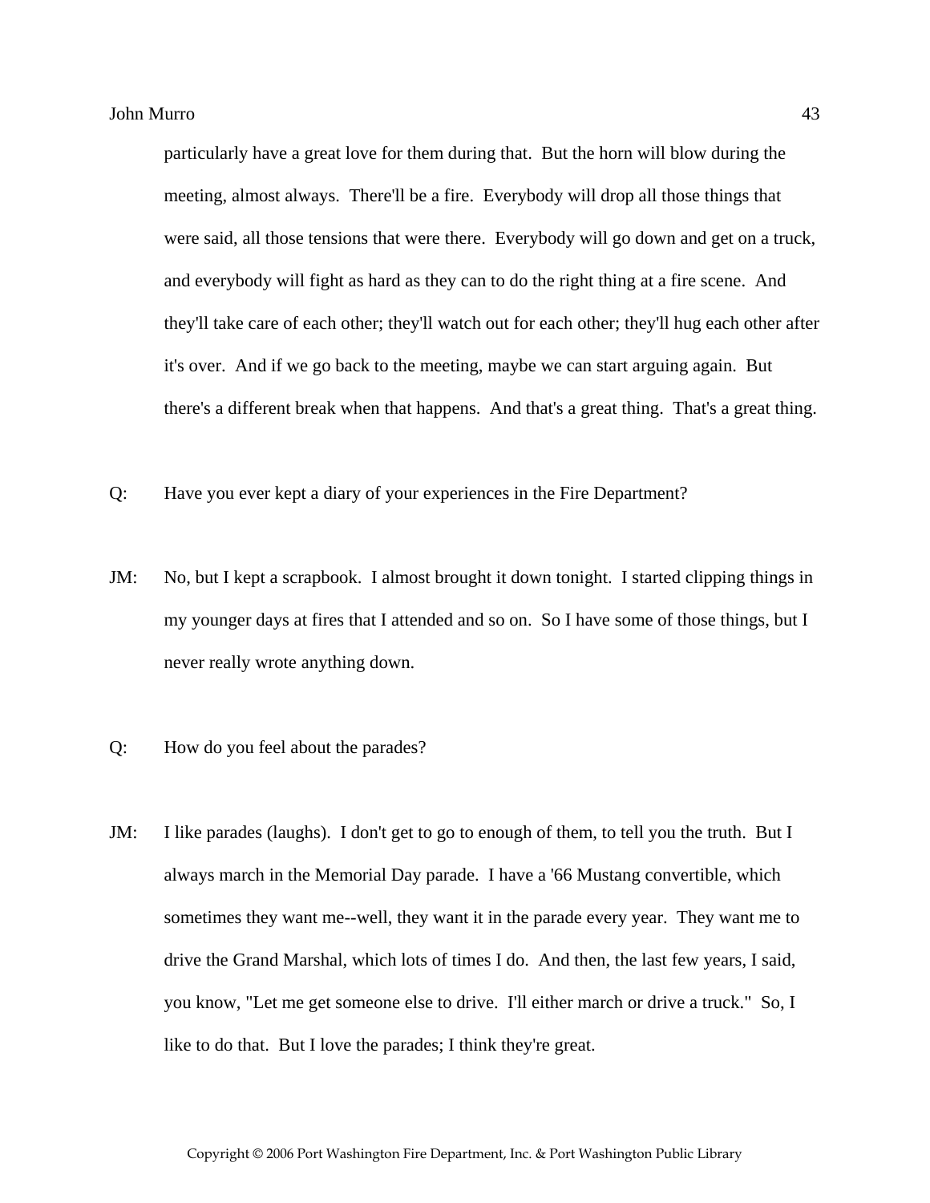particularly have a great love for them during that. But the horn will blow during the meeting, almost always. There'll be a fire. Everybody will drop all those things that were said, all those tensions that were there. Everybody will go down and get on a truck, and everybody will fight as hard as they can to do the right thing at a fire scene. And they'll take care of each other; they'll watch out for each other; they'll hug each other after it's over. And if we go back to the meeting, maybe we can start arguing again. But there's a different break when that happens. And that's a great thing. That's a great thing.

Q: Have you ever kept a diary of your experiences in the Fire Department?

JM: No, but I kept a scrapbook. I almost brought it down tonight. I started clipping things in my younger days at fires that I attended and so on. So I have some of those things, but I never really wrote anything down.

Q: How do you feel about the parades?

JM: I like parades (laughs). I don't get to go to enough of them, to tell you the truth. But I always march in the Memorial Day parade. I have a '66 Mustang convertible, which sometimes they want me--well, they want it in the parade every year. They want me to drive the Grand Marshal, which lots of times I do. And then, the last few years, I said, you know, "Let me get someone else to drive. I'll either march or drive a truck." So, I like to do that. But I love the parades; I think they're great.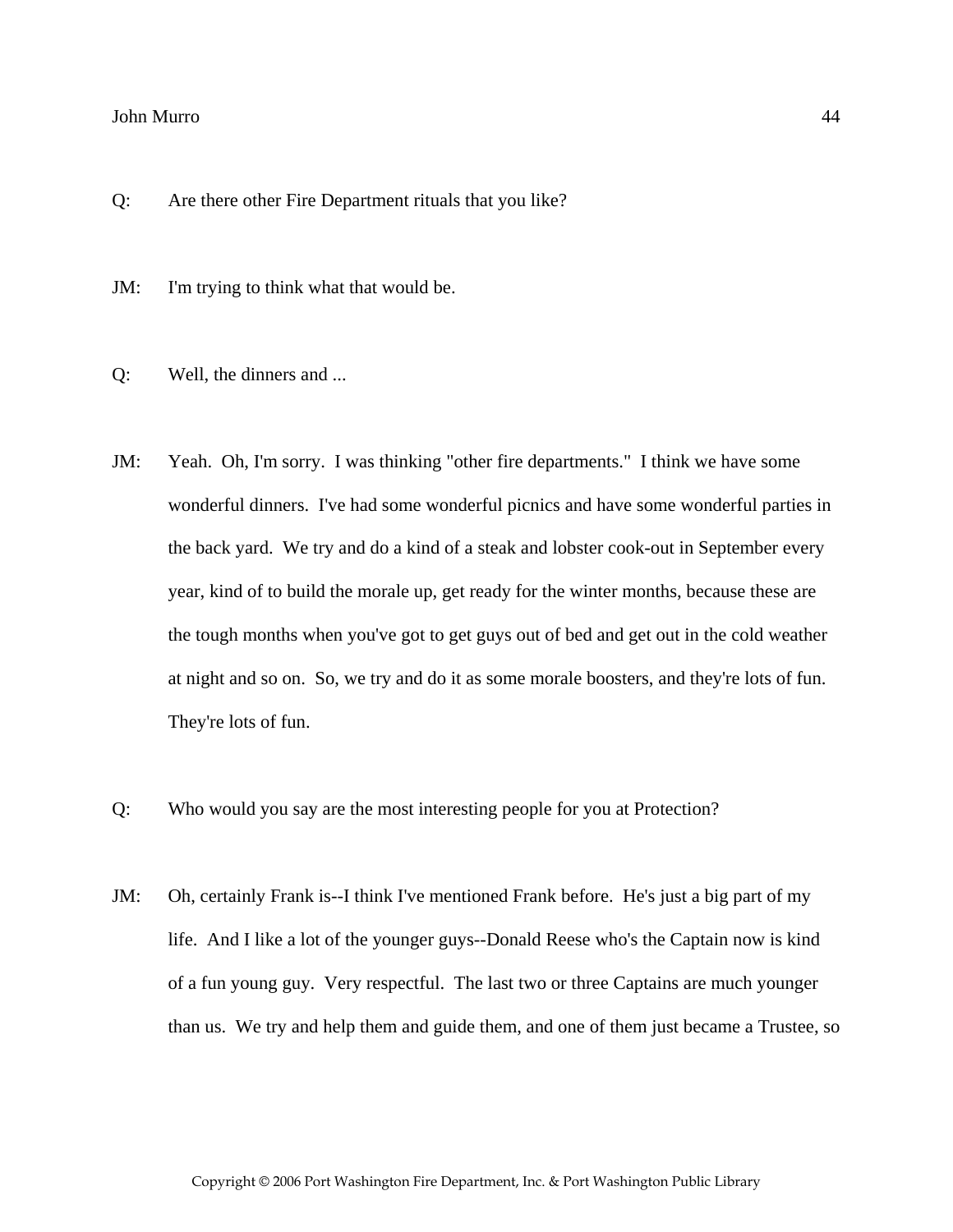Q: Are there other Fire Department rituals that you like?

JM: I'm trying to think what that would be.

Q: Well, the dinners and ...

JM: Yeah. Oh, I'm sorry. I was thinking "other fire departments." I think we have some wonderful dinners. I've had some wonderful picnics and have some wonderful parties in the back yard. We try and do a kind of a steak and lobster cook-out in September every year, kind of to build the morale up, get ready for the winter months, because these are the tough months when you've got to get guys out of bed and get out in the cold weather at night and so on. So, we try and do it as some morale boosters, and they're lots of fun. They're lots of fun.

Q: Who would you say are the most interesting people for you at Protection?

JM: Oh, certainly Frank is--I think I've mentioned Frank before. He's just a big part of my life. And I like a lot of the younger guys--Donald Reese who's the Captain now is kind of a fun young guy. Very respectful. The last two or three Captains are much younger than us. We try and help them and guide them, and one of them just became a Trustee, so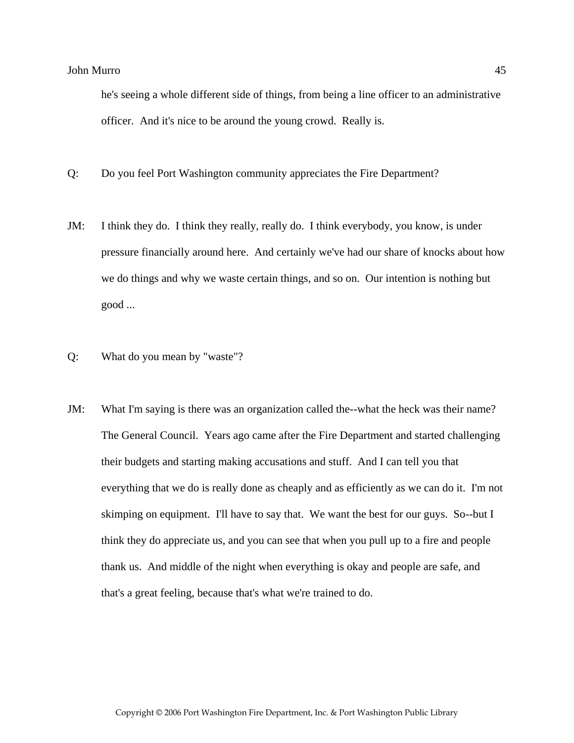he's seeing a whole different side of things, from being a line officer to an administrative officer. And it's nice to be around the young crowd. Really is.

Q: Do you feel Port Washington community appreciates the Fire Department?

JM: I think they do. I think they really, really do. I think everybody, you know, is under pressure financially around here. And certainly we've had our share of knocks about how we do things and why we waste certain things, and so on. Our intention is nothing but good ...

Q: What do you mean by "waste"?

JM: What I'm saying is there was an organization called the--what the heck was their name? The General Council. Years ago came after the Fire Department and started challenging their budgets and starting making accusations and stuff. And I can tell you that everything that we do is really done as cheaply and as efficiently as we can do it. I'm not skimping on equipment. I'll have to say that. We want the best for our guys. So--but I think they do appreciate us, and you can see that when you pull up to a fire and people thank us. And middle of the night when everything is okay and people are safe, and that's a great feeling, because that's what we're trained to do.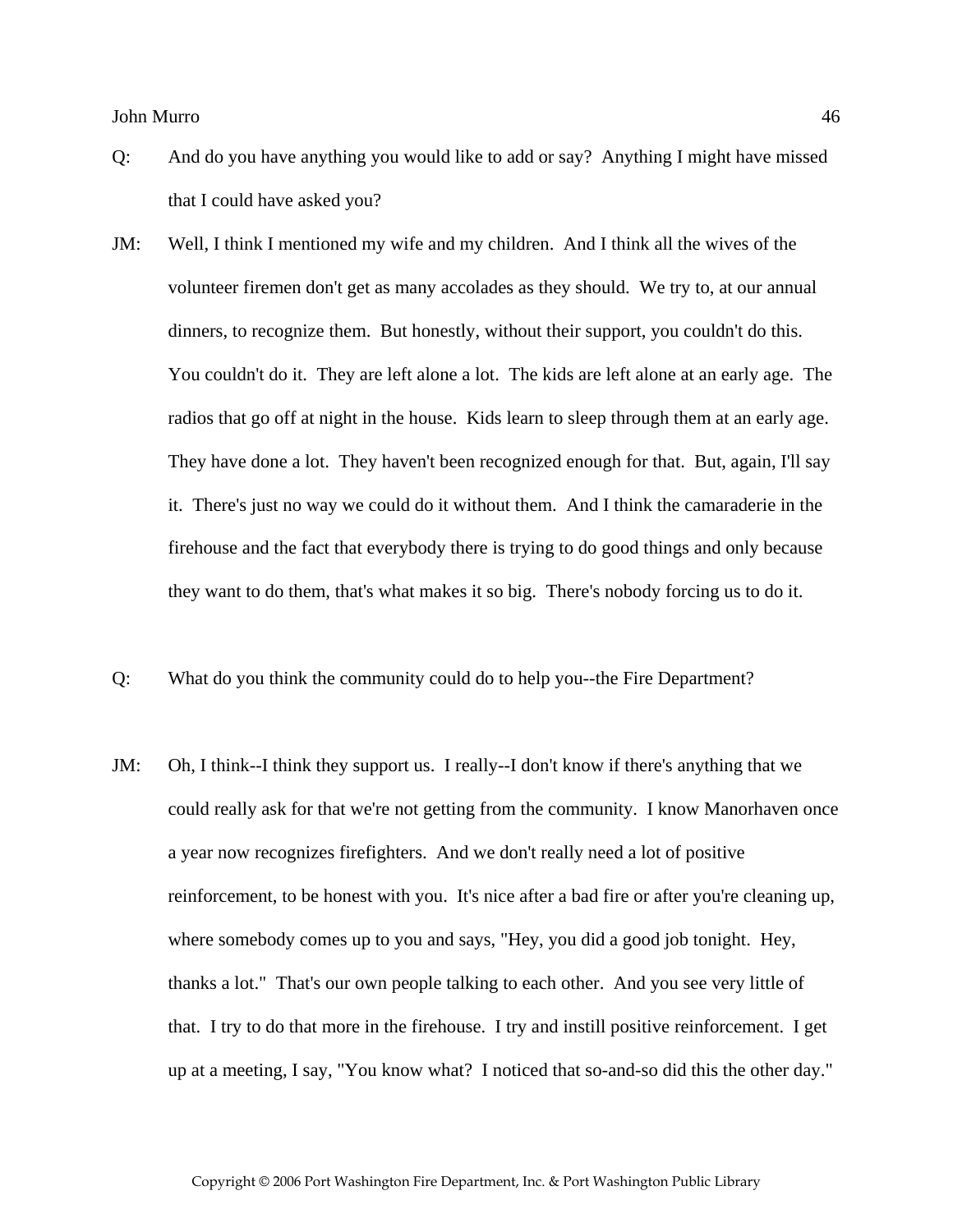Q: And do you have anything you would like to add or say? Anything I might have missed that I could have asked you?

JM: Well, I think I mentioned my wife and my children. And I think all the wives of the volunteer firemen don't get as many accolades as they should. We try to, at our annual dinners, to recognize them. But honestly, without their support, you couldn't do this. You couldn't do it. They are left alone a lot. The kids are left alone at an early age. The radios that go off at night in the house. Kids learn to sleep through them at an early age. They have done a lot. They haven't been recognized enough for that. But, again, I'll say it. There's just no way we could do it without them. And I think the camaraderie in the firehouse and the fact that everybody there is trying to do good things and only because they want to do them, that's what makes it so big. There's nobody forcing us to do it.

Q: What do you think the community could do to help you--the Fire Department?

JM: Oh, I think--I think they support us. I really--I don't know if there's anything that we could really ask for that we're not getting from the community. I know Manorhaven once a year now recognizes firefighters. And we don't really need a lot of positive reinforcement, to be honest with you. It's nice after a bad fire or after you're cleaning up, where somebody comes up to you and says, "Hey, you did a good job tonight. Hey, thanks a lot." That's our own people talking to each other. And you see very little of that. I try to do that more in the firehouse. I try and instill positive reinforcement. I get up at a meeting, I say, "You know what? I noticed that so-and-so did this the other day."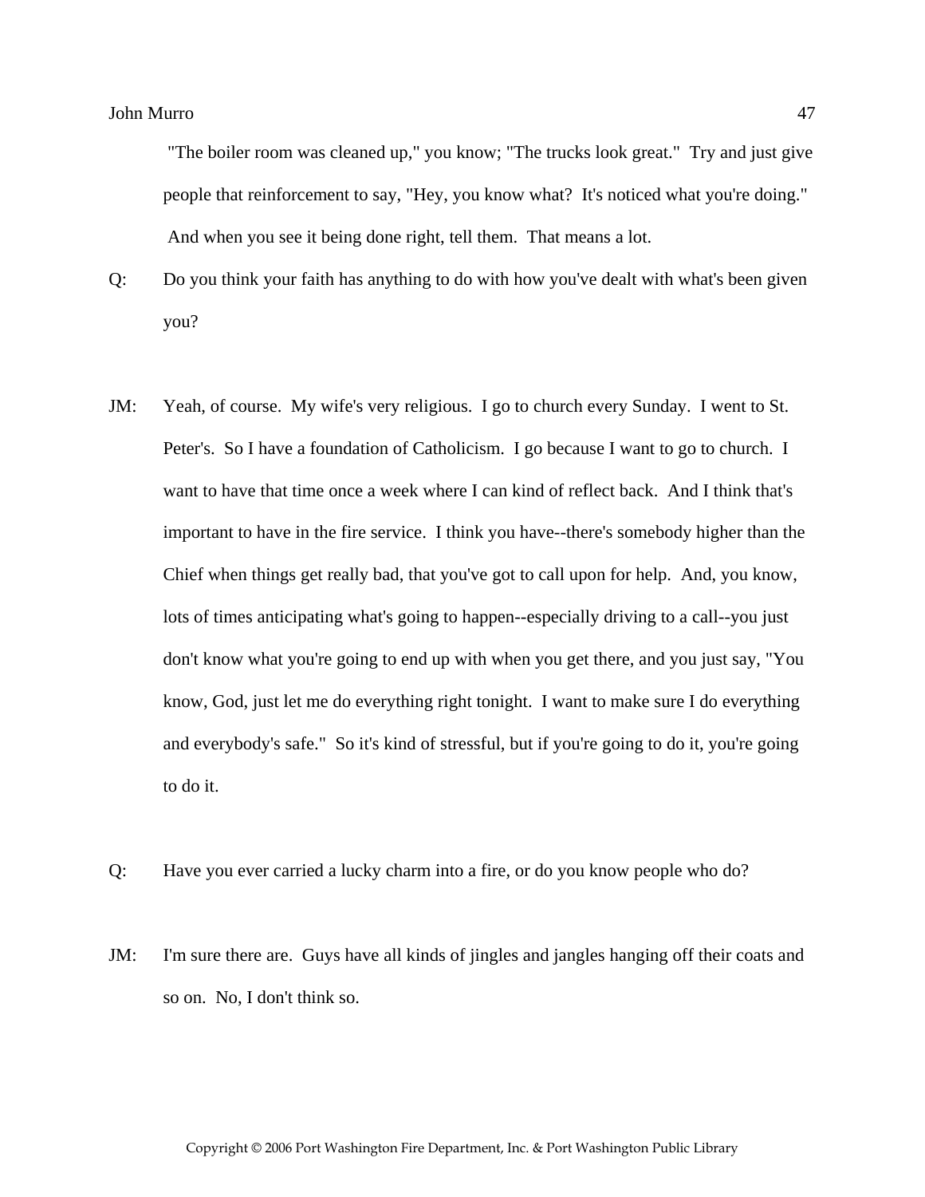"The boiler room was cleaned up," you know; "The trucks look great." Try and just give people that reinforcement to say, "Hey, you know what? It's noticed what you're doing." And when you see it being done right, tell them. That means a lot.

Q: Do you think your faith has anything to do with how you've dealt with what's been given you?

JM: Yeah, of course. My wife's very religious. I go to church every Sunday. I went to St. Peter's. So I have a foundation of Catholicism. I go because I want to go to church. I want to have that time once a week where I can kind of reflect back. And I think that's important to have in the fire service. I think you have--there's somebody higher than the Chief when things get really bad, that you've got to call upon for help. And, you know, lots of times anticipating what's going to happen--especially driving to a call--you just don't know what you're going to end up with when you get there, and you just say, "You know, God, just let me do everything right tonight. I want to make sure I do everything and everybody's safe." So it's kind of stressful, but if you're going to do it, you're going to do it.

Q: Have you ever carried a lucky charm into a fire, or do you know people who do?

JM: I'm sure there are. Guys have all kinds of jingles and jangles hanging off their coats and so on. No, I don't think so.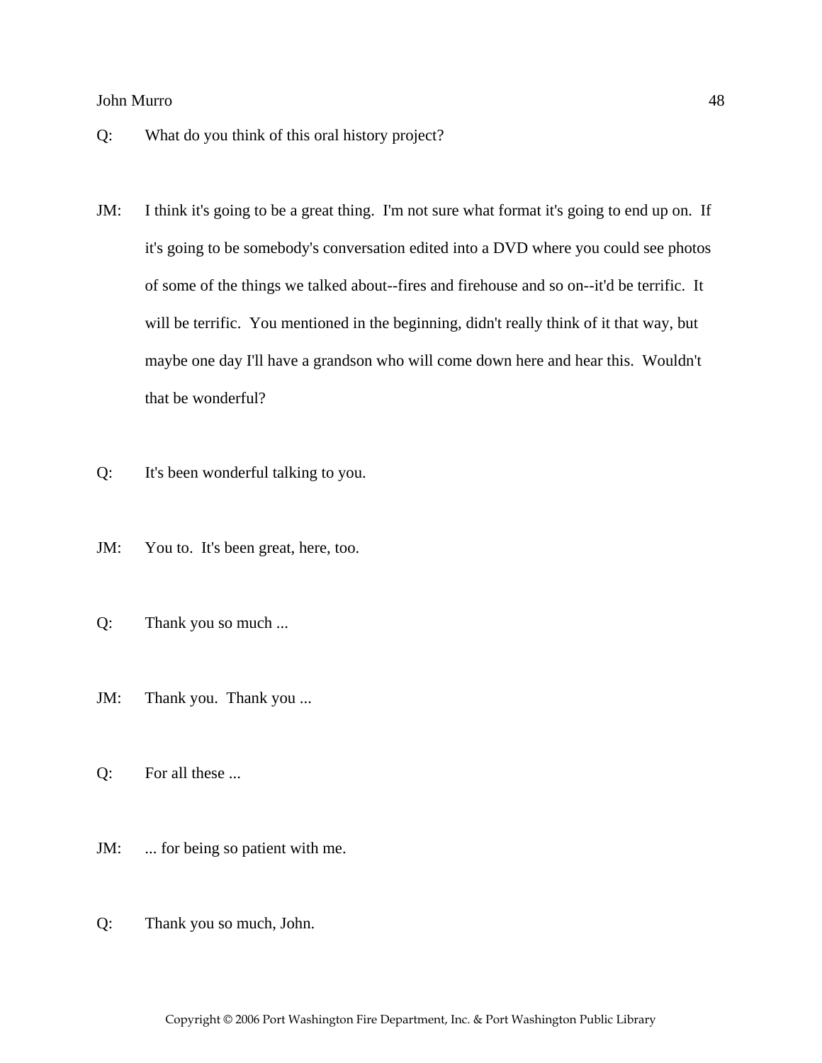Q: What do you think of this oral history project?

JM: I think it's going to be a great thing. I'm not sure what format it's going to end up on. If it's going to be somebody's conversation edited into a DVD where you could see photos of some of the things we talked about--fires and firehouse and so on--it'd be terrific. It will be terrific. You mentioned in the beginning, didn't really think of it that way, but maybe one day I'll have a grandson who will come down here and hear this. Wouldn't that be wonderful?

Q: It's been wonderful talking to you.

JM: You to. It's been great, here, too.

Q: Thank you so much ...

JM: Thank you. Thank you ...

Q: For all these ...

JM: ... for being so patient with me.

Q: Thank you so much, John.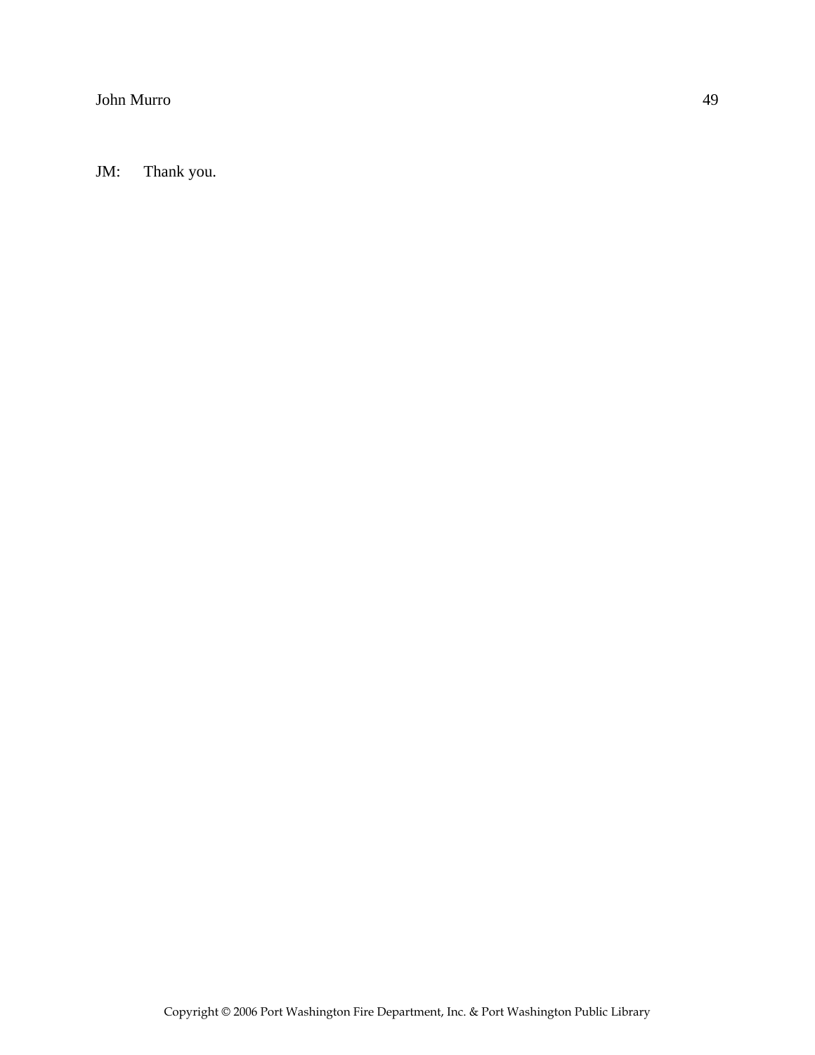JM: Thank you.